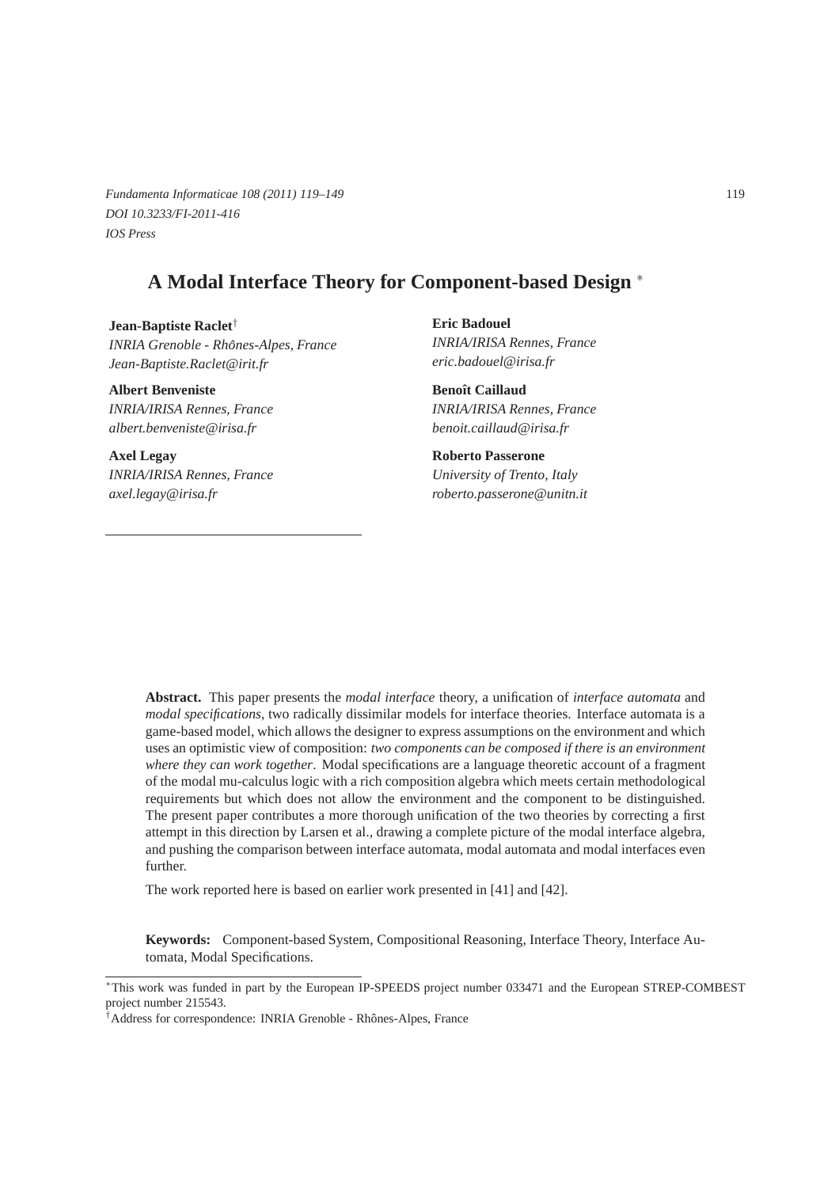# A Modal Interface Theory for Component-based Design [*]

**Jean-Baptiste Raclet**[†]
*INRIA Grenoble - Rhône-Alpes, France*
*Jean-Baptiste.Raclet@irit.fr*

**Eric Badouel**
*INRIA/IRISA Rennes, France*
*eric.badouel@irisa.fr*

**Albert Benveniste**
*INRIA/IRISA Rennes, France*
*albert.benveniste@irisa.fr*

**Benoît Caillaud**
*INRIA/IRISA Rennes, France*
*benoit.caillaud@irisa.fr*

**Axel Legay**
*INRIA/IRISA Rennes, France*
*axel.legay@irisa.fr*

**Roberto Passerone**
*University of Trento, Italy*
*roberto.passerone@unitn.it*

---

**Abstract.** This paper presents the *modal interface* theory, a unification of *interface automata* and *modal specifications*, two radically dissimilar models for interface theories. Interface automata is a game-based model, which allows the designer to express assumptions on the environment and which uses an optimistic view of composition: *two components can be composed if there is an environment where they can work together*. Modal specifications are a language theoretic account of a fragment of the modal mu-calculus logic with a rich composition algebra which meets certain methodological requirements but which does not allow the environment and the component to be distinguished. The present paper contributes a more thorough unification of the two theories by correcting a first attempt in this direction by Larsen et al., drawing a complete picture of the modal interface algebra, and pushing the comparison between interface automata, modal automata and modal interfaces even further.

The work reported here is based on earlier work presented in [41] and [42].

**Keywords:** Component-based System, Compositional Reasoning, Interface Theory, Interface Automata, Modal Specifications.

---

[*] This work was funded in part by the European IP-SPEEDS project number 033471 and the European STREP-COMBEST project number 215543.

[†] Address for correspondence: INRIA Grenoble - Rhône-Alpes, France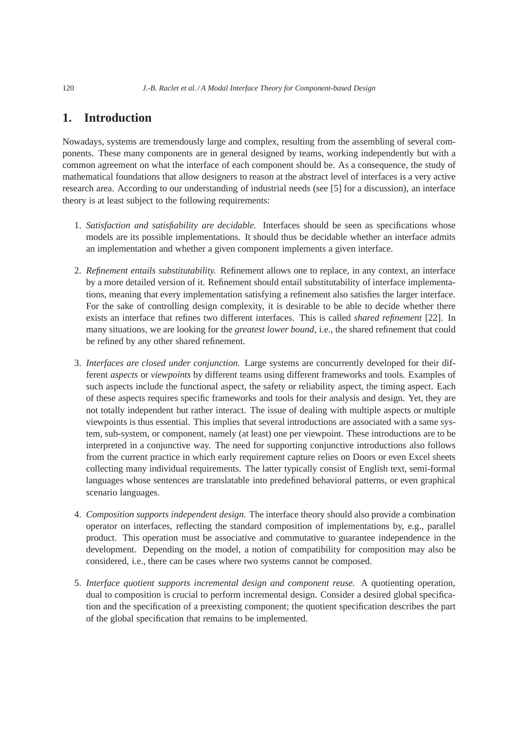# 1. Introduction

Nowadays, systems are tremendously large and complex, resulting from the assembling of several components. These many components are in general designed by teams, working independently but with a common agreement on what the interface of each component should be. As a consequence, the study of mathematical foundations that allow designers to reason at the abstract level of interfaces is a very active research area. According to our understanding of industrial needs (see [5] for a discussion), an interface theory is at least subject to the following requirements:

1. *Satisfaction and satisfiability are decidable.* Interfaces should be seen as specifications whose models are its possible implementations. It should thus be decidable whether an interface admits an implementation and whether a given component implements a given interface.

2. *Refinement entails substitutability.* Refinement allows one to replace, in any context, an interface by a more detailed version of it. Refinement should entail substitutability of interface implementations, meaning that every implementation satisfying a refinement also satisfies the larger interface. For the sake of controlling design complexity, it is desirable to be able to decide whether there exists an interface that refines two different interfaces. This is called *shared refinement* [22]. In many situations, we are looking for the *greatest lower bound*, i.e., the shared refinement that could be refined by any other shared refinement.

3. *Interfaces are closed under conjunction.* Large systems are concurrently developed for their different *aspects* or *viewpoints* by different teams using different frameworks and tools. Examples of such aspects include the functional aspect, the safety or reliability aspect, the timing aspect. Each of these aspects requires specific frameworks and tools for their analysis and design. Yet, they are not totally independent but rather interact. The issue of dealing with multiple aspects or multiple viewpoints is thus essential. This implies that several introductions are associated with a same system, sub-system, or component, namely (at least) one per viewpoint. These introductions are to be interpreted in a conjunctive way. The need for supporting conjunctive introductions also follows from the current practice in which early requirement capture relies on Doors or even Excel sheets collecting many individual requirements. The latter typically consist of English text, semi-formal languages whose sentences are translatable into predefined behavioral patterns, or even graphical scenario languages.

4. *Composition supports independent design.* The interface theory should also provide a combination operator on interfaces, reflecting the standard composition of implementations by, e.g., parallel product. This operation must be associative and commutative to guarantee independence in the development. Depending on the model, a notion of compatibility for composition may also be considered, i.e., there can be cases where two systems cannot be composed.

5. *Interface quotient supports incremental design and component reuse.* A quotienting operation, dual to composition is crucial to perform incremental design. Consider a desired global specification and the specification of a preexisting component; the quotient specification describes the part of the global specification that remains to be implemented.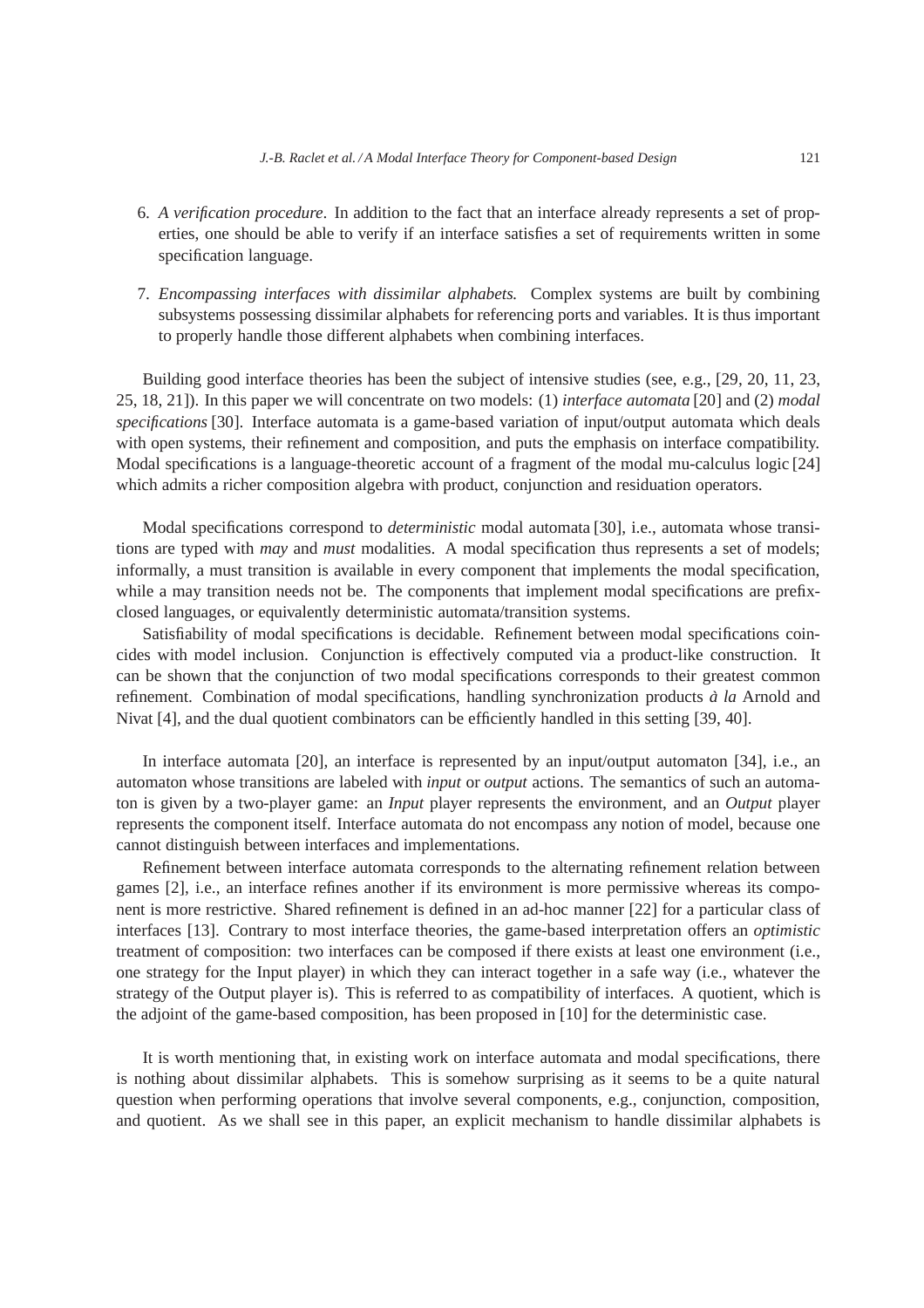6. *A verification procedure.* In addition to the fact that an interface already represents a set of properties, one should be able to verify if an interface satisfies a set of requirements written in some specification language.

7. *Encompassing interfaces with dissimilar alphabets.* Complex systems are built by combining subsystems possessing dissimilar alphabets for referencing ports and variables. It is thus important to properly handle those different alphabets when combining interfaces.

Building good interface theories has been the subject of intensive studies (see, e.g., [29, 20, 11, 23, 25, 18, 21]). In this paper we will concentrate on two models: (1) *interface automata* [20] and (2) *modal specifications* [30]. Interface automata is a game-based variation of input/output automata which deals with open systems, their refinement and composition, and puts the emphasis on interface compatibility. Modal specifications is a language-theoretic account of a fragment of the modal mu-calculus logic [24] which admits a richer composition algebra with product, conjunction and residuation operators.

Modal specifications correspond to *deterministic* modal automata [30], i.e., automata whose transitions are typed with *may* and *must* modalities. A modal specification thus represents a set of models; informally, a must transition is available in every component that implements the modal specification, while a may transition needs not be. The components that implement modal specifications are prefix-closed languages, or equivalently deterministic automata/transition systems.

Satisfiability of modal specifications is decidable. Refinement between modal specifications coincides with model inclusion. Conjunction is effectively computed via a product-like construction. It can be shown that the conjunction of two modal specifications corresponds to their greatest common refinement. Combination of modal specifications, handling synchronization products *à la* Arnold and Nivat [4], and the dual quotient combinators can be efficiently handled in this setting [39, 40].

In interface automata [20], an interface is represented by an input/output automaton [34], i.e., an automaton whose transitions are labeled with *input* or *output* actions. The semantics of such an automaton is given by a two-player game: an *Input* player represents the environment, and an *Output* player represents the component itself. Interface automata do not encompass any notion of model, because one cannot distinguish between interfaces and implementations.

Refinement between interface automata corresponds to the alternating refinement relation between games [2], i.e., an interface refines another if its environment is more permissive whereas its component is more restrictive. Shared refinement is defined in an ad-hoc manner [22] for a particular class of interfaces [13]. Contrary to most interface theories, the game-based interpretation offers an *optimistic* treatment of composition: two interfaces can be composed if there exists at least one environment (i.e., one strategy for the Input player) in which they can interact together in a safe way (i.e., whatever the strategy of the Output player is). This is referred to as compatibility of interfaces. A quotient, which is the adjoint of the game-based composition, has been proposed in [10] for the deterministic case.

It is worth mentioning that, in existing work on interface automata and modal specifications, there is nothing about dissimilar alphabets. This is somehow surprising as it seems to be a quite natural question when performing operations that involve several components, e.g., conjunction, composition, and quotient. As we shall see in this paper, an explicit mechanism to handle dissimilar alphabets is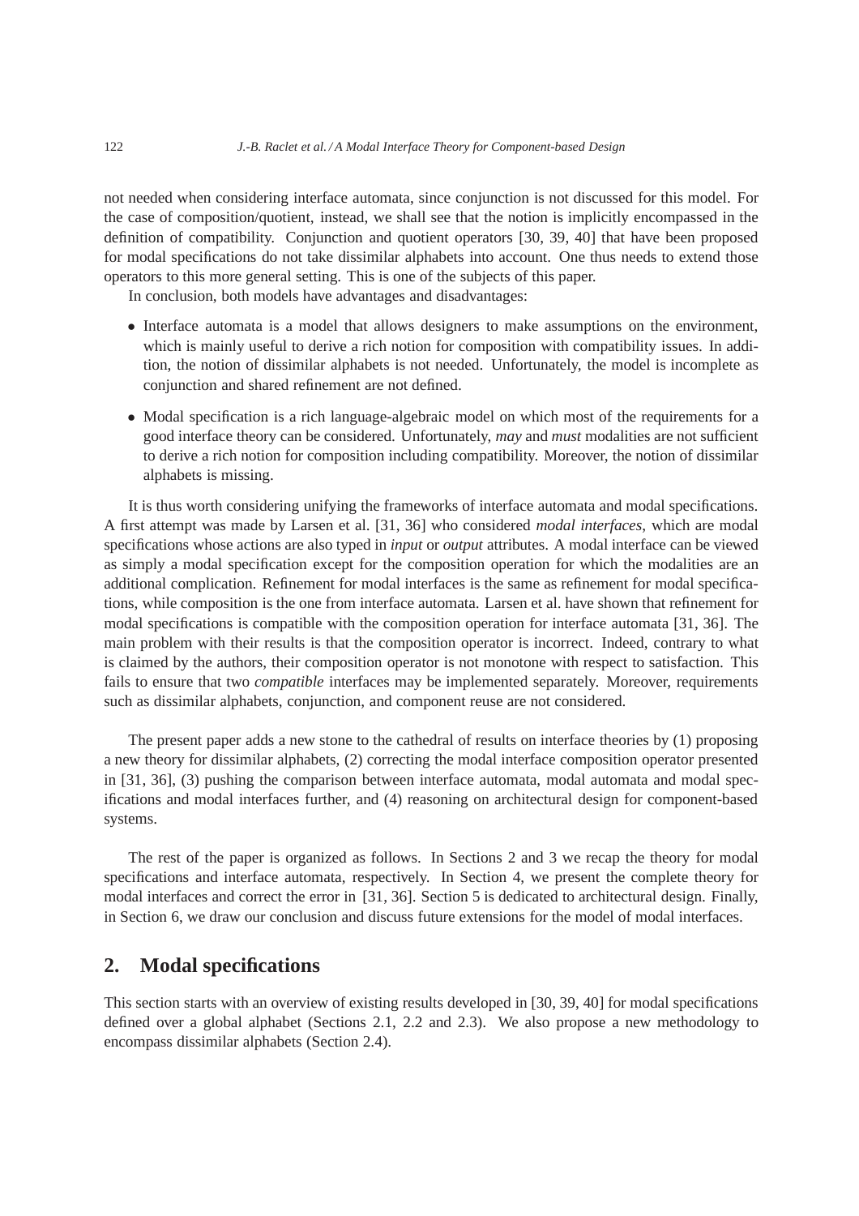not needed when considering interface automata, since conjunction is not discussed for this model. For the case of composition/quotient, instead, we shall see that the notion is implicitly encompassed in the definition of compatibility. Conjunction and quotient operators [30, 39, 40] that have been proposed for modal specifications do not take dissimilar alphabets into account. One thus needs to extend those operators to this more general setting. This is one of the subjects of this paper.

In conclusion, both models have advantages and disadvantages:

- Interface automata is a model that allows designers to make assumptions on the environment, which is mainly useful to derive a rich notion for composition with compatibility issues. In addition, the notion of dissimilar alphabets is not needed. Unfortunately, the model is incomplete as conjunction and shared refinement are not defined.
- Modal specification is a rich language-algebraic model on which most of the requirements for a good interface theory can be considered. Unfortunately, *may* and *must* modalities are not sufficient to derive a rich notion for composition including compatibility. Moreover, the notion of dissimilar alphabets is missing.

It is thus worth considering unifying the frameworks of interface automata and modal specifications. A first attempt was made by Larsen et al. [31, 36] who considered *modal interfaces*, which are modal specifications whose actions are also typed in *input* or *output* attributes. A modal interface can be viewed as simply a modal specification except for the composition operation for which the modalities are an additional complication. Refinement for modal interfaces is the same as refinement for modal specifications, while composition is the one from interface automata. Larsen et al. have shown that refinement for modal specifications is compatible with the composition operation for interface automata [31, 36]. The main problem with their results is that the composition operator is incorrect. Indeed, contrary to what is claimed by the authors, their composition operator is not monotone with respect to satisfaction. This fails to ensure that two *compatible* interfaces may be implemented separately. Moreover, requirements such as dissimilar alphabets, conjunction, and component reuse are not considered.

The present paper adds a new stone to the cathedral of results on interface theories by (1) proposing a new theory for dissimilar alphabets, (2) correcting the modal interface composition operator presented in [31, 36], (3) pushing the comparison between interface automata, modal automata and modal specifications and modal interfaces further, and (4) reasoning on architectural design for component-based systems.

The rest of the paper is organized as follows. In Sections 2 and 3 we recap the theory for modal specifications and interface automata, respectively. In Section 4, we present the complete theory for modal interfaces and correct the error in [31, 36]. Section 5 is dedicated to architectural design. Finally, in Section 6, we draw our conclusion and discuss future extensions for the model of modal interfaces.

## 2. Modal specifications

This section starts with an overview of existing results developed in [30, 39, 40] for modal specifications defined over a global alphabet (Sections 2.1, 2.2 and 2.3). We also propose a new methodology to encompass dissimilar alphabets (Section 2.4).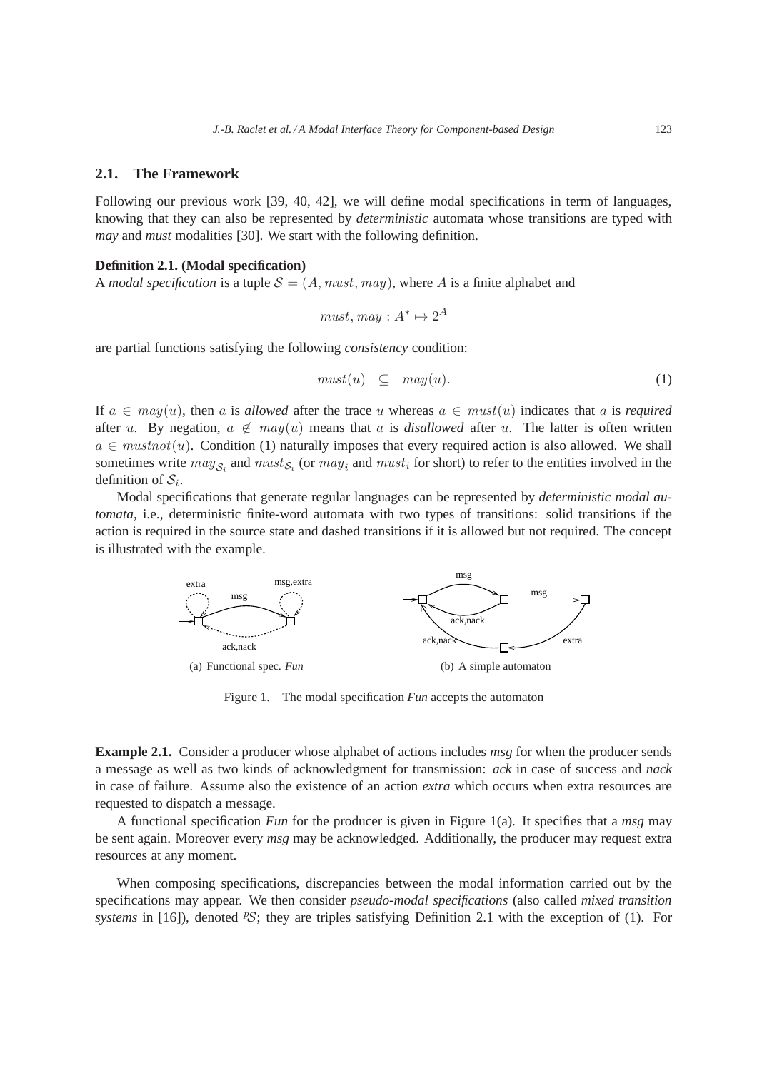## 2.1. The Framework

Following our previous work [39, 40, 42], we will define modal specifications in term of languages, knowing that they can also be represented by *deterministic* automata whose transitions are typed with *may* and *must* modalities [30]. We start with the following definition.

**Definition 2.1. (Modal specification)**
A *modal specification* is a tuple $\mathcal{S} = (A, must, may)$, where $A$ is a finite alphabet and

$$must, may : A^* \mapsto 2^A$$

are partial functions satisfying the following *consistency* condition:

$$must(u) \quad \subseteq \quad may(u). \tag{1}$$

If $a \in may(u)$, then $a$ is *allowed* after the trace $u$ whereas $a \in must(u)$ indicates that $a$ is *required* after $u$. By negation, $a \notin may(u)$ means that $a$ is *disallowed* after $u$. The latter is often written $a \in mustnot(u)$. Condition (1) naturally imposes that every required action is also allowed. We shall sometimes write $may_{\mathcal{S}_i}$ and $must_{\mathcal{S}_i}$ (or $may_i$ and $must_i$ for short) to refer to the entities involved in the definition of $\mathcal{S}_i$.

Modal specifications that generate regular languages can be represented by *deterministic modal automata*, i.e., deterministic finite-word automata with two types of transitions: solid transitions if the action is required in the source state and dashed transitions if it is allowed but not required. The concept is illustrated with the example.

(a) Functional spec. *Fun* (b) A simple automaton

Figure 1. The modal specification *Fun* accepts the automaton

**Example 2.1.** Consider a producer whose alphabet of actions includes *msg* for when the producer sends a message as well as two kinds of acknowledgment for transmission: *ack* in case of success and *nack* in case of failure. Assume also the existence of an action *extra* which occurs when extra resources are requested to dispatch a message.

A functional specification *Fun* for the producer is given in Figure 1(a). It specifies that a *msg* may be sent again. Moreover every *msg* may be acknowledged. Additionally, the producer may request extra resources at any moment.

When composing specifications, discrepancies between the modal information carried out by the specifications may appear. We then consider *pseudo-modal specifications* (also called *mixed transition systems* in [16]), denoted ${}^p\mathcal{S}$; they are triples satisfying Definition 2.1 with the exception of (1). For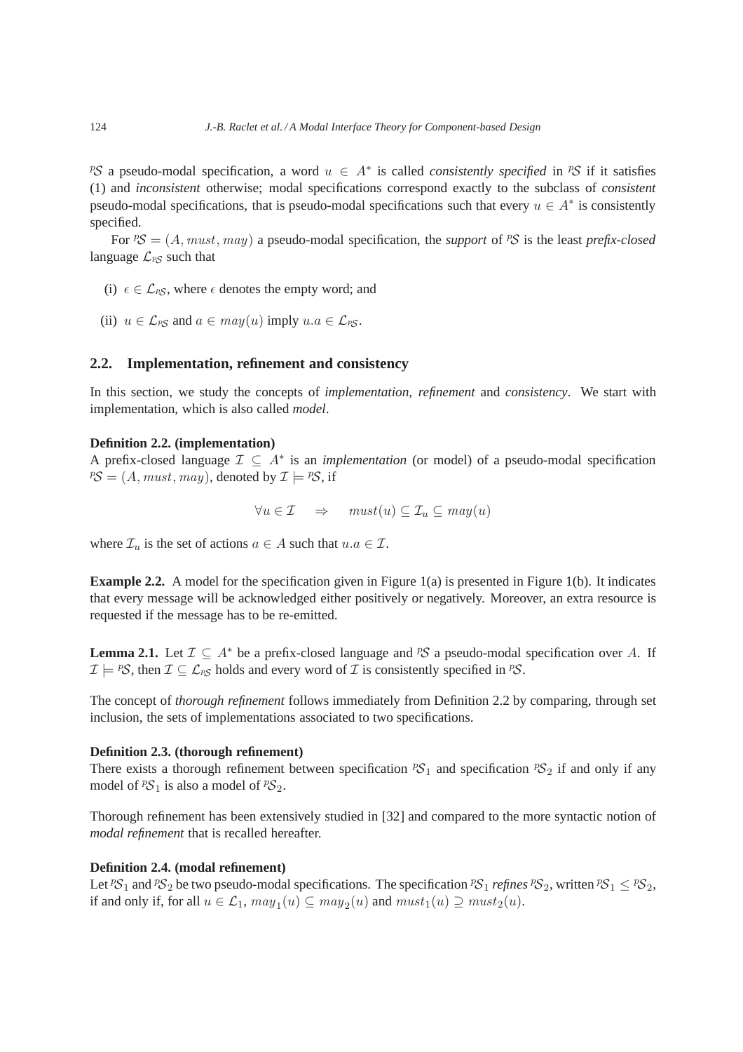${}^{p}\mathcal{S}$ a pseudo-modal specification, a word $u \in A^*$ is called *consistently specified* in ${}^{p}\mathcal{S}$ if it satisfies (1) and *inconsistent* otherwise; modal specifications correspond exactly to the subclass of *consistent* pseudo-modal specifications, that is pseudo-modal specifications such that every $u \in A^*$ is consistently specified.

For ${}^{p}\mathcal{S} = (A, must, may)$ a pseudo-modal specification, the *support* of ${}^{p}\mathcal{S}$ is the least *prefix-closed* language $\mathcal{L}_{{}^{p}\mathcal{S}}$ such that

(i) $\epsilon \in \mathcal{L}_{{}^{p}\mathcal{S}}$, where $\epsilon$ denotes the empty word; and

(ii) $u \in \mathcal{L}_{{}^{p}\mathcal{S}}$ and $a \in may(u)$ imply $u.a \in \mathcal{L}_{{}^{p}\mathcal{S}}$.

## 2.2. Implementation, refinement and consistency

In this section, we study the concepts of *implementation*, *refinement* and *consistency*. We start with implementation, which is also called *model*.

**Definition 2.2. (implementation)**
A prefix-closed language $\mathcal{I} \subseteq A^*$ is an *implementation* (or model) of a pseudo-modal specification ${}^{p}\mathcal{S} = (A, must, may)$, denoted by $\mathcal{I} \models {}^{p}\mathcal{S}$, if

$$\forall u \in \mathcal{I} \quad \Rightarrow \quad must(u) \subseteq \mathcal{I}_u \subseteq may(u)$$

where $\mathcal{I}_u$ is the set of actions $a \in A$ such that $u.a \in \mathcal{I}$.

**Example 2.2.** A model for the specification given in Figure 1(a) is presented in Figure 1(b). It indicates that every message will be acknowledged either positively or negatively. Moreover, an extra resource is requested if the message has to be re-emitted.

**Lemma 2.1.** Let $\mathcal{I} \subseteq A^*$ be a prefix-closed language and ${}^{p}\mathcal{S}$ a pseudo-modal specification over $A$. If $\mathcal{I} \models {}^{p}\mathcal{S}$, then $\mathcal{I} \subseteq \mathcal{L}_{{}^{p}\mathcal{S}}$ holds and every word of $\mathcal{I}$ is consistently specified in ${}^{p}\mathcal{S}$.

The concept of *thorough refinement* follows immediately from Definition 2.2 by comparing, through set inclusion, the sets of implementations associated to two specifications.

**Definition 2.3. (thorough refinement)**
There exists a thorough refinement between specification ${}^{p}\mathcal{S}_1$ and specification ${}^{p}\mathcal{S}_2$ if and only if any model of ${}^{p}\mathcal{S}_1$ is also a model of ${}^{p}\mathcal{S}_2$.

Thorough refinement has been extensively studied in [32] and compared to the more syntactic notion of *modal refinement* that is recalled hereafter.

**Definition 2.4. (modal refinement)**
Let ${}^{p}\mathcal{S}_1$ and ${}^{p}\mathcal{S}_2$ be two pseudo-modal specifications. The specification ${}^{p}\mathcal{S}_1$ *refines* ${}^{p}\mathcal{S}_2$, written ${}^{p}\mathcal{S}_1 \leq {}^{p}\mathcal{S}_2$, if and only if, for all $u \in \mathcal{L}_1$, $may_1(u) \subseteq may_2(u)$ and $must_1(u) \supseteq must_2(u)$.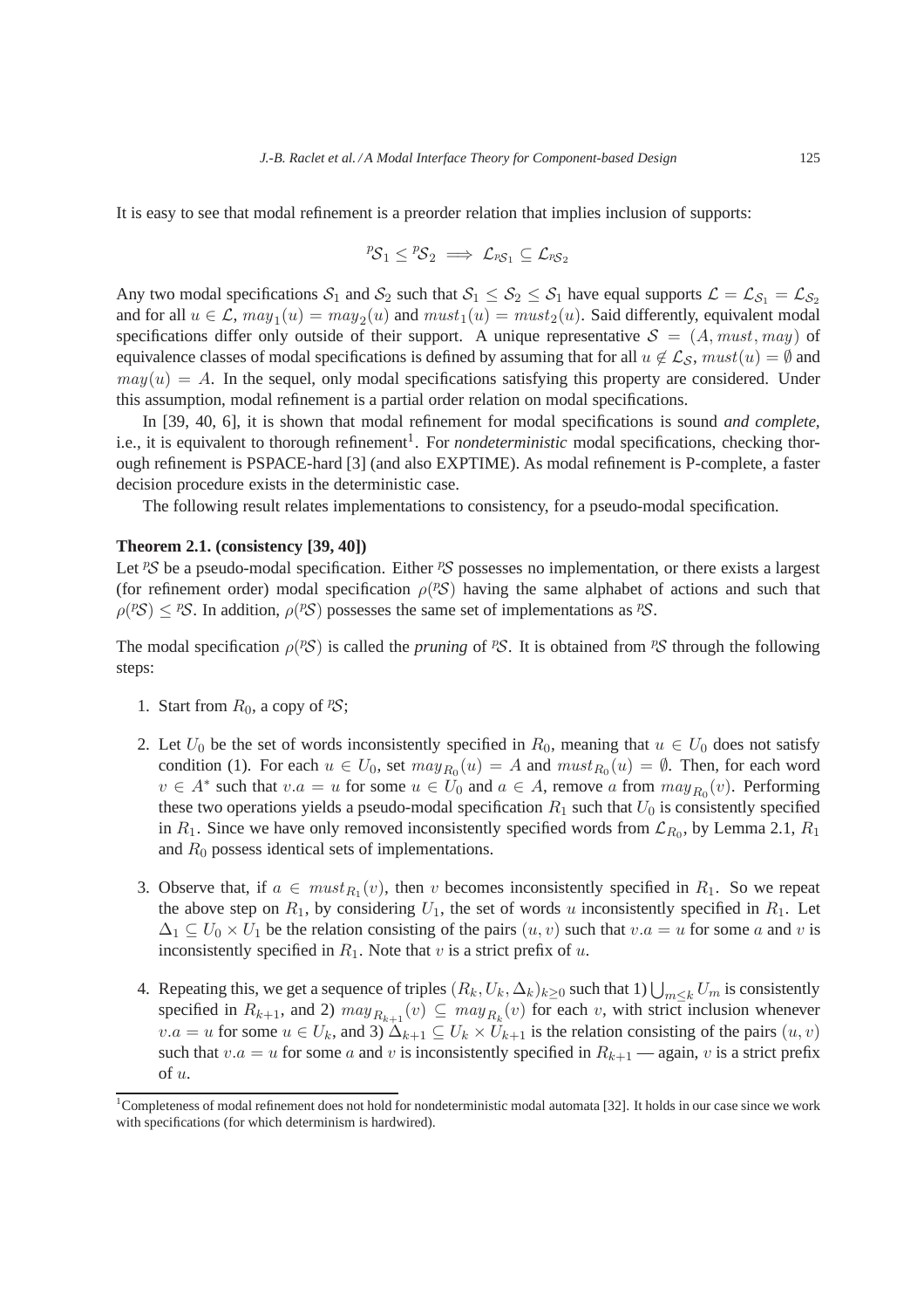It is easy to see that modal refinement is a preorder relation that implies inclusion of supports:

$$ {}^{p}\mathcal{S}_1 \leq {}^{p}\mathcal{S}_2 \implies \mathcal{L}_{{}^{p}\mathcal{S}_1} \subseteq \mathcal{L}_{{}^{p}\mathcal{S}_2} $$

Any two modal specifications $\mathcal{S}_1$ and $\mathcal{S}_2$ such that $\mathcal{S}_1 \leq \mathcal{S}_2 \leq \mathcal{S}_1$ have equal supports $\mathcal{L} = \mathcal{L}_{\mathcal{S}_1} = \mathcal{L}_{\mathcal{S}_2}$ and for all $u \in \mathcal{L}$, $may_1(u) = may_2(u)$ and $must_1(u) = must_2(u)$. Said differently, equivalent modal specifications differ only outside of their support. A unique representative $\mathcal{S} = (A, must, may)$ of equivalence classes of modal specifications is defined by assuming that for all $u \notin \mathcal{L}_{\mathcal{S}}$, $must(u) = \emptyset$ and $may(u) = A$. In the sequel, only modal specifications satisfying this property are considered. Under this assumption, modal refinement is a partial order relation on modal specifications.

In [39, 40, 6], it is shown that modal refinement for modal specifications is sound *and complete*, i.e., it is equivalent to thorough refinement[1]. For *nondeterministic* modal specifications, checking thorough refinement is PSPACE-hard [3] (and also EXPTIME). As modal refinement is P-complete, a faster decision procedure exists in the deterministic case.

The following result relates implementations to consistency, for a pseudo-modal specification.

**Theorem 2.1. (consistency [39, 40])**
Let ${}^{p}\mathcal{S}$ be a pseudo-modal specification. Either ${}^{p}\mathcal{S}$ possesses no implementation, or there exists a largest (for refinement order) modal specification $\rho({}^{p}\mathcal{S})$ having the same alphabet of actions and such that $\rho({}^{p}\mathcal{S}) \leq {}^{p}\mathcal{S}$. In addition, $\rho({}^{p}\mathcal{S})$ possesses the same set of implementations as ${}^{p}\mathcal{S}$.

The modal specification $\rho({}^{p}\mathcal{S})$ is called the *pruning* of ${}^{p}\mathcal{S}$. It is obtained from ${}^{p}\mathcal{S}$ through the following steps:

1. Start from $R_0$, a copy of ${}^{p}\mathcal{S}$;

2. Let $U_0$ be the set of words inconsistently specified in $R_0$, meaning that $u \in U_0$ does not satisfy condition (1). For each $u \in U_0$, set $may_{R_0}(u) = A$ and $must_{R_0}(u) = \emptyset$. Then, for each word $v \in A^*$ such that $v.a = u$ for some $u \in U_0$ and $a \in A$, remove $a$ from $may_{R_0}(v)$. Performing these two operations yields a pseudo-modal specification $R_1$ such that $U_0$ is consistently specified in $R_1$. Since we have only removed inconsistently specified words from $\mathcal{L}_{R_0}$, by Lemma 2.1, $R_1$ and $R_0$ possess identical sets of implementations.

3. Observe that, if $a \in must_{R_1}(v)$, then $v$ becomes inconsistently specified in $R_1$. So we repeat the above step on $R_1$, by considering $U_1$, the set of words $u$ inconsistently specified in $R_1$. Let $\Delta_1 \subseteq U_0 \times U_1$ be the relation consisting of the pairs $(u, v)$ such that $v.a = u$ for some $a$ and $v$ is inconsistently specified in $R_1$. Note that $v$ is a strict prefix of $u$.

4. Repeating this, we get a sequence of triples $(R_k, U_k, \Delta_k)_{k \geq 0}$ such that 1) $\bigcup_{m \leq k} U_m$ is consistently specified in $R_{k+1}$, and 2) $may_{R_{k+1}}(v) \subseteq may_{R_k}(v)$ for each $v$, with strict inclusion whenever $v.a = u$ for some $u \in U_k$, and 3) $\Delta_{k+1} \subseteq U_k \times U_{k+1}$ is the relation consisting of the pairs $(u, v)$ such that $v.a = u$ for some $a$ and $v$ is inconsistently specified in $R_{k+1}$ — again, $v$ is a strict prefix of $u$.

[1] Completeness of modal refinement does not hold for nondeterministic modal automata [32]. It holds in our case since we work with specifications (for which determinism is hardwired).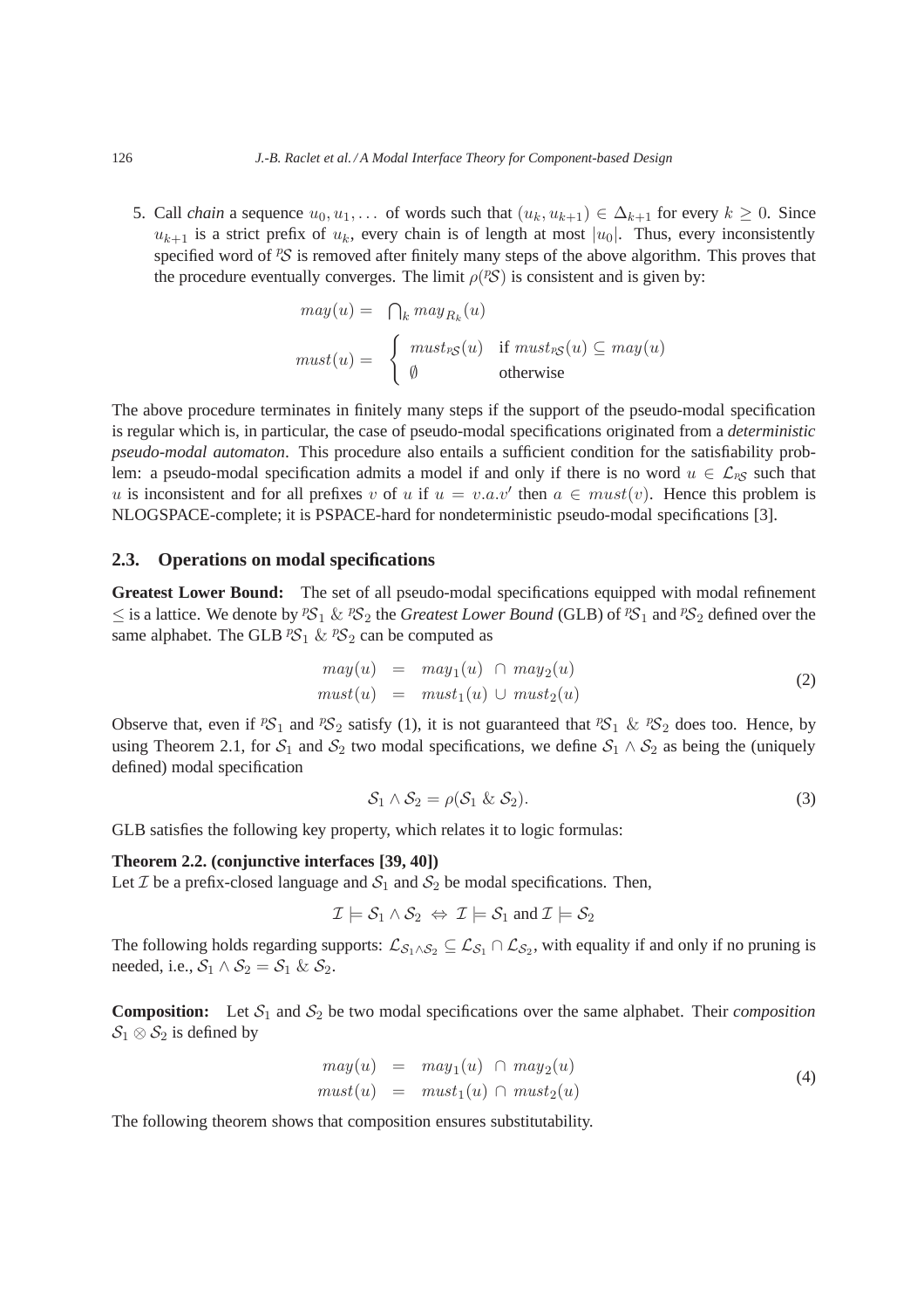5. Call *chain* a sequence $u_0, u_1, \ldots$ of words such that $(u_k, u_{k+1}) \in \Delta_{k+1}$ for every $k \geq 0$. Since $u_{k+1}$ is a strict prefix of $u_k$, every chain is of length at most $|u_0|$. Thus, every inconsistently specified word of ${}^p\mathcal{S}$ is removed after finitely many steps of the above algorithm. This proves that the procedure eventually converges. The limit $\rho({}^p\mathcal{S})$ is consistent and is given by:

$$
\begin{aligned}
may(u) &= \bigcap_k may_{R_k}(u) \\
must(u) &= \begin{cases} must_{{}^p\mathcal{S}}(u) & \text{if } must_{{}^p\mathcal{S}}(u) \subseteq may(u) \\ \emptyset & \text{otherwise} \end{cases}
\end{aligned}
$$

The above procedure terminates in finitely many steps if the support of the pseudo-modal specification is regular which is, in particular, the case of pseudo-modal specifications originated from a *deterministic pseudo-modal automaton*. This procedure also entails a sufficient condition for the satisfiability problem: a pseudo-modal specification admits a model if and only if there is no word $u \in \mathcal{L}_{{}^p\mathcal{S}}$ such that $u$ is inconsistent and for all prefixes $v$ of $u$ if $u = v.a.v'$ then $a \in must(v)$. Hence this problem is NLOGSPACE-complete; it is PSPACE-hard for nondeterministic pseudo-modal specifications [3].

### 2.3. Operations on modal specifications

**Greatest Lower Bound:** The set of all pseudo-modal specifications equipped with modal refinement $\leq$ is a lattice. We denote by ${}^p\mathcal{S}_1 \,\&\, {}^p\mathcal{S}_2$ the *Greatest Lower Bound* (GLB) of ${}^p\mathcal{S}_1$ and ${}^p\mathcal{S}_2$ defined over the same alphabet. The GLB ${}^p\mathcal{S}_1 \,\&\, {}^p\mathcal{S}_2$ can be computed as

$$
\begin{aligned}
may(u) &= may_1(u) \cap may_2(u) \\
must(u) &= must_1(u) \cup must_2(u)
\end{aligned} \tag{2}
$$

Observe that, even if ${}^p\mathcal{S}_1$ and ${}^p\mathcal{S}_2$ satisfy (1), it is not guaranteed that ${}^p\mathcal{S}_1 \,\&\, {}^p\mathcal{S}_2$ does too. Hence, by using Theorem 2.1, for $\mathcal{S}_1$ and $\mathcal{S}_2$ two modal specifications, we define $\mathcal{S}_1 \wedge \mathcal{S}_2$ as being the (uniquely defined) modal specification

$$
\mathcal{S}_1 \wedge \mathcal{S}_2 = \rho(\mathcal{S}_1 \,\&\, \mathcal{S}_2). \tag{3}
$$

GLB satisfies the following key property, which relates it to logic formulas:

**Theorem 2.2. (conjunctive interfaces [39, 40])**
Let $\mathcal{I}$ be a prefix-closed language and $\mathcal{S}_1$ and $\mathcal{S}_2$ be modal specifications. Then,

$$
\mathcal{I} \models \mathcal{S}_1 \wedge \mathcal{S}_2 \;\Leftrightarrow\; \mathcal{I} \models \mathcal{S}_1 \text{ and } \mathcal{I} \models \mathcal{S}_2
$$

The following holds regarding supports: $\mathcal{L}_{\mathcal{S}_1 \wedge \mathcal{S}_2} \subseteq \mathcal{L}_{\mathcal{S}_1} \cap \mathcal{L}_{\mathcal{S}_2}$, with equality if and only if no pruning is needed, i.e., $\mathcal{S}_1 \wedge \mathcal{S}_2 = \mathcal{S}_1 \,\&\, \mathcal{S}_2$.

**Composition:** Let $\mathcal{S}_1$ and $\mathcal{S}_2$ be two modal specifications over the same alphabet. Their *composition* $\mathcal{S}_1 \otimes \mathcal{S}_2$ is defined by

$$
\begin{aligned}
may(u) &= may_1(u) \cap may_2(u) \\
must(u) &= must_1(u) \cap must_2(u)
\end{aligned} \tag{4}
$$

The following theorem shows that composition ensures substitutability.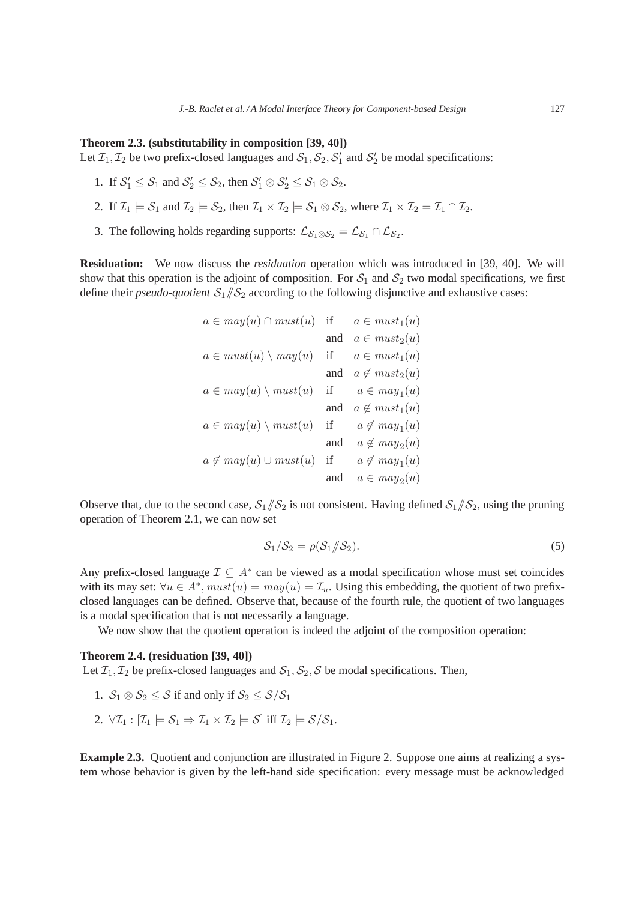**Theorem 2.3. (substitutability in composition [39, 40])**
Let $\mathcal{I}_1, \mathcal{I}_2$ be two prefix-closed languages and $\mathcal{S}_1, \mathcal{S}_2, \mathcal{S}'_1$ and $\mathcal{S}'_2$ be modal specifications:

1. If $\mathcal{S}'_1 \leq \mathcal{S}_1$ and $\mathcal{S}'_2 \leq \mathcal{S}_2$, then $\mathcal{S}'_1 \otimes \mathcal{S}'_2 \leq \mathcal{S}_1 \otimes \mathcal{S}_2$.
2. If $\mathcal{I}_1 \models \mathcal{S}_1$ and $\mathcal{I}_2 \models \mathcal{S}_2$, then $\mathcal{I}_1 \times \mathcal{I}_2 \models \mathcal{S}_1 \otimes \mathcal{S}_2$, where $\mathcal{I}_1 \times \mathcal{I}_2 = \mathcal{I}_1 \cap \mathcal{I}_2$.
3. The following holds regarding supports: $\mathcal{L}_{\mathcal{S}_1 \otimes \mathcal{S}_2} = \mathcal{L}_{\mathcal{S}_1} \cap \mathcal{L}_{\mathcal{S}_2}$.

**Residuation:** We now discuss the *residuation* operation which was introduced in [39, 40]. We will show that this operation is the adjoint of composition. For $\mathcal{S}_1$ and $\mathcal{S}_2$ two modal specifications, we first define their *pseudo-quotient* $\mathcal{S}_1 /\!\!/ \mathcal{S}_2$ according to the following disjunctive and exhaustive cases:

$$
\begin{array}{lll}
a \in may(u) \cap must(u) & \text{if} & a \in must_1(u) \\
 & \text{and} & a \in must_2(u) \\
a \in must(u) \setminus may(u) & \text{if} & a \in must_1(u) \\
 & \text{and} & a \notin must_2(u) \\
a \in may(u) \setminus must(u) & \text{if} & a \in may_1(u) \\
 & \text{and} & a \notin must_1(u) \\
a \in may(u) \setminus must(u) & \text{if} & a \notin may_1(u) \\
 & \text{and} & a \notin may_2(u) \\
a \notin may(u) \cup must(u) & \text{if} & a \notin may_1(u) \\
 & \text{and} & a \in may_2(u)
\end{array}
$$

Observe that, due to the second case, $\mathcal{S}_1 /\!\!/ \mathcal{S}_2$ is not consistent. Having defined $\mathcal{S}_1 /\!\!/ \mathcal{S}_2$, using the pruning operation of Theorem 2.1, we can now set

$$\mathcal{S}_1 / \mathcal{S}_2 = \rho(\mathcal{S}_1 /\!\!/ \mathcal{S}_2). \tag{5}$$

Any prefix-closed language $\mathcal{I} \subseteq A^*$ can be viewed as a modal specification whose must set coincides with its may set: $\forall u \in A^*, must(u) = may(u) = \mathcal{I}_u$. Using this embedding, the quotient of two prefix-closed languages can be defined. Observe that, because of the fourth rule, the quotient of two languages is a modal specification that is not necessarily a language.

We now show that the quotient operation is indeed the adjoint of the composition operation:

**Theorem 2.4. (residuation [39, 40])**
Let $\mathcal{I}_1, \mathcal{I}_2$ be prefix-closed languages and $\mathcal{S}_1, \mathcal{S}_2, \mathcal{S}$ be modal specifications. Then,

1. $\mathcal{S}_1 \otimes \mathcal{S}_2 \leq \mathcal{S}$ if and only if $\mathcal{S}_2 \leq \mathcal{S}/\mathcal{S}_1$
2. $\forall \mathcal{I}_1 : [\mathcal{I}_1 \models \mathcal{S}_1 \Rightarrow \mathcal{I}_1 \times \mathcal{I}_2 \models \mathcal{S}]$ iff $\mathcal{I}_2 \models \mathcal{S}/\mathcal{S}_1$.

**Example 2.3.** Quotient and conjunction are illustrated in Figure 2. Suppose one aims at realizing a system whose behavior is given by the left-hand side specification: every message must be acknowledged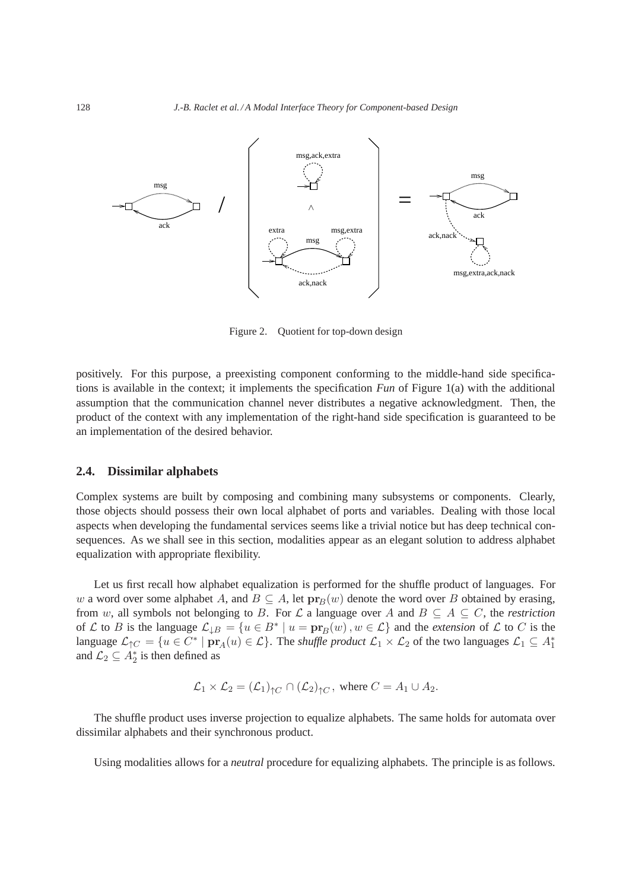Figure 2. Quotient for top-down design

positively. For this purpose, a preexisting component conforming to the middle-hand side specifications is available in the context; it implements the specification *Fun* of Figure 1(a) with the additional assumption that the communication channel never distributes a negative acknowledgment. Then, the product of the context with any implementation of the right-hand side specification is guaranteed to be an implementation of the desired behavior.

### 2.4. Dissimilar alphabets

Complex systems are built by composing and combining many subsystems or components. Clearly, those objects should possess their own local alphabet of ports and variables. Dealing with those local aspects when developing the fundamental services seems like a trivial notice but has deep technical consequences. As we shall see in this section, modalities appear as an elegant solution to address alphabet equalization with appropriate flexibility.

Let us first recall how alphabet equalization is performed for the shuffle product of languages. For $w$ a word over some alphabet $A$, and $B \subseteq A$, let $\mathbf{pr}_B(w)$ denote the word over $B$ obtained by erasing, from $w$, all symbols not belonging to $B$. For $\mathcal{L}$ a language over $A$ and $B \subseteq A \subseteq C$, the *restriction* of $\mathcal{L}$ to $B$ is the language $\mathcal{L}_{\downarrow B} = \{u \in B^* \mid u = \mathbf{pr}_B(w), w \in \mathcal{L}\}$ and the *extension* of $\mathcal{L}$ to $C$ is the language $\mathcal{L}_{\uparrow C} = \{u \in C^* \mid \mathbf{pr}_A(u) \in \mathcal{L}\}$. The *shuffle product* $\mathcal{L}_1 \times \mathcal{L}_2$ of the two languages $\mathcal{L}_1 \subseteq A_1^*$ and $\mathcal{L}_2 \subseteq A_2^*$ is then defined as

$$\mathcal{L}_1 \times \mathcal{L}_2 = (\mathcal{L}_1)_{\uparrow C} \cap (\mathcal{L}_2)_{\uparrow C}, \text{ where } C = A_1 \cup A_2.$$

The shuffle product uses inverse projection to equalize alphabets. The same holds for automata over dissimilar alphabets and their synchronous product.

Using modalities allows for a *neutral* procedure for equalizing alphabets. The principle is as follows.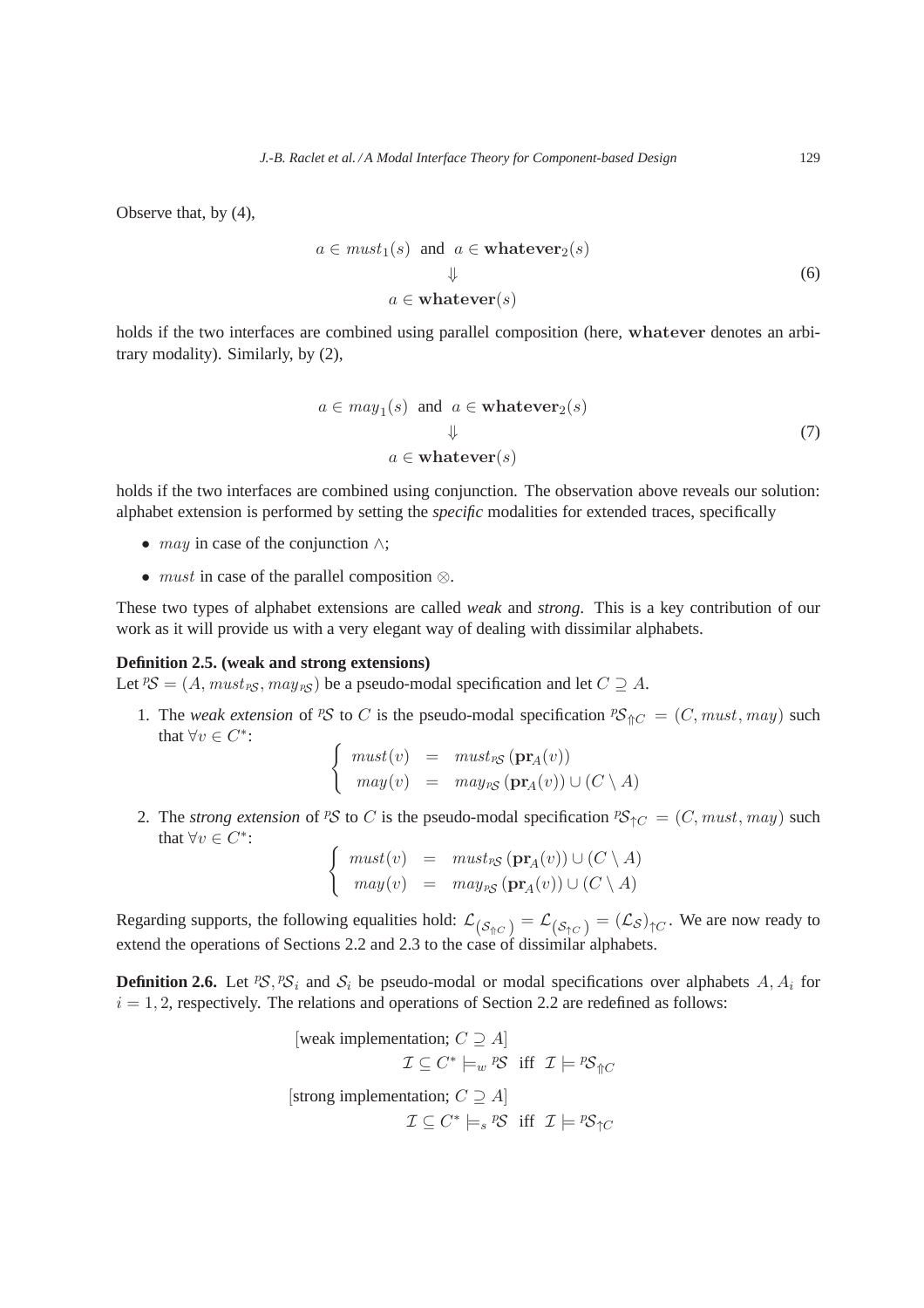Observe that, by (4),

$$a \in must_1(s) \text{ and } a \in \mathbf{whatever}_2(s) \\ \Downarrow \\ a \in \mathbf{whatever}(s) \tag{6}$$

holds if the two interfaces are combined using parallel composition (here, $\mathbf{whatever}$ denotes an arbitrary modality). Similarly, by (2),

$$a \in may_1(s) \text{ and } a \in \mathbf{whatever}_2(s) \\ \Downarrow \\ a \in \mathbf{whatever}(s) \tag{7}$$

holds if the two interfaces are combined using conjunction. The observation above reveals our solution: alphabet extension is performed by setting the *specific* modalities for extended traces, specifically

- $may$ in case of the conjunction $\wedge$;
- $must$ in case of the parallel composition $\otimes$.

These two types of alphabet extensions are called *weak* and *strong*. This is a key contribution of our work as it will provide us with a very elegant way of dealing with dissimilar alphabets.

**Definition 2.5. (weak and strong extensions)**
Let ${}^{p}\mathcal{S} = (A, must_{{}^{p}\mathcal{S}}, may_{{}^{p}\mathcal{S}})$ be a pseudo-modal specification and let $C \supseteq A$.

1. The *weak extension* of ${}^{p}\mathcal{S}$ to $C$ is the pseudo-modal specification ${}^{p}\mathcal{S}_{\Uparrow C} = (C, must, may)$ such that $\forall v \in C^*$:

$$\begin{cases} must(v) &= must_{{}^{p}\mathcal{S}}(\mathbf{pr}_A(v)) \\ may(v) &= may_{{}^{p}\mathcal{S}}(\mathbf{pr}_A(v)) \cup (C \setminus A) \end{cases}$$

2. The *strong extension* of ${}^{p}\mathcal{S}$ to $C$ is the pseudo-modal specification ${}^{p}\mathcal{S}_{\uparrow C} = (C, must, may)$ such that $\forall v \in C^*$:

$$\begin{cases} must(v) &= must_{{}^{p}\mathcal{S}}(\mathbf{pr}_A(v)) \cup (C \setminus A) \\ may(v) &= may_{{}^{p}\mathcal{S}}(\mathbf{pr}_A(v)) \cup (C \setminus A) \end{cases}$$

Regarding supports, the following equalities hold: $\mathcal{L}_{(\mathcal{S}_{\Uparrow C})} = \mathcal{L}_{(\mathcal{S}_{\uparrow C})} = (\mathcal{L}_{\mathcal{S}})_{\uparrow C}$. We are now ready to extend the operations of Sections 2.2 and 2.3 to the case of dissimilar alphabets.

**Definition 2.6.** Let ${}^{p}\mathcal{S}, {}^{p}\mathcal{S}_i$ and $\mathcal{S}_i$ be pseudo-modal or modal specifications over alphabets $A, A_i$ for $i = 1, 2$, respectively. The relations and operations of Section 2.2 are redefined as follows:

[weak implementation; $C \supseteq A$]

$$\mathcal{I} \subseteq C^* \models_w {}^{p}\mathcal{S} \text{ iff } \mathcal{I} \models {}^{p}\mathcal{S}_{\Uparrow C}$$

[strong implementation; $C \supseteq A$]

$$\mathcal{I} \subseteq C^* \models_s {}^{p}\mathcal{S} \text{ iff } \mathcal{I} \models {}^{p}\mathcal{S}_{\uparrow C}$$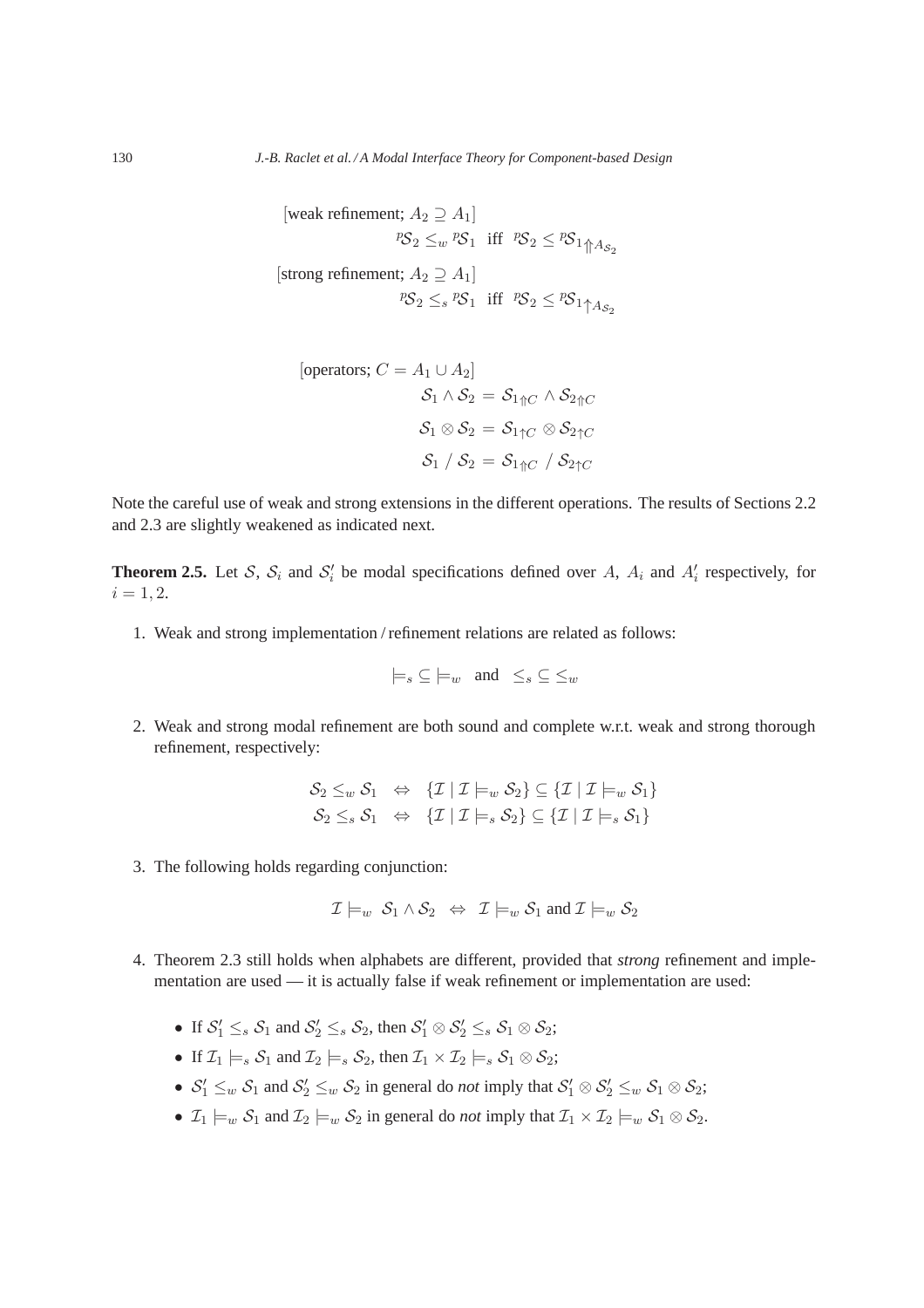[weak refinement; $A_2 \supseteq A_1$]

$$^{p}\mathcal{S}_2 \leq_w {}^{p}\mathcal{S}_1 \;\text{ iff }\; ^{p}\mathcal{S}_2 \leq {}^{p}\mathcal{S}_{1\Uparrow A_{\mathcal{S}_2}}$$

[strong refinement; $A_2 \supseteq A_1$]

$$^{p}\mathcal{S}_2 \leq_s {}^{p}\mathcal{S}_1 \;\text{ iff }\; ^{p}\mathcal{S}_2 \leq {}^{p}\mathcal{S}_{1\uparrow A_{\mathcal{S}_2}}$$

[operators; $C = A_1 \cup A_2$]

$$\mathcal{S}_1 \wedge \mathcal{S}_2 = \mathcal{S}_{1\Uparrow C} \wedge \mathcal{S}_{2\Uparrow C}$$

$$\mathcal{S}_1 \otimes \mathcal{S}_2 = \mathcal{S}_{1\uparrow C} \otimes \mathcal{S}_{2\uparrow C}$$

$$\mathcal{S}_1 \,/\, \mathcal{S}_2 = \mathcal{S}_{1\Uparrow C} \,/\, \mathcal{S}_{2\uparrow C}$$

Note the careful use of weak and strong extensions in the different operations. The results of Sections 2.2 and 2.3 are slightly weakened as indicated next.

**Theorem 2.5.** Let $\mathcal{S}$, $\mathcal{S}_i$ and $\mathcal{S}'_i$ be modal specifications defined over $A$, $A_i$ and $A'_i$ respectively, for $i = 1, 2$.

1. Weak and strong implementation / refinement relations are related as follows:

$$\models_s \subseteq \models_w \quad \text{and} \quad \leq_s \subseteq \leq_w$$

2. Weak and strong modal refinement are both sound and complete w.r.t. weak and strong thorough refinement, respectively:

$$\mathcal{S}_2 \leq_w \mathcal{S}_1 \;\Leftrightarrow\; \{\mathcal{I} \mid \mathcal{I} \models_w \mathcal{S}_2\} \subseteq \{\mathcal{I} \mid \mathcal{I} \models_w \mathcal{S}_1\}$$
$$\mathcal{S}_2 \leq_s \mathcal{S}_1 \;\Leftrightarrow\; \{\mathcal{I} \mid \mathcal{I} \models_s \mathcal{S}_2\} \subseteq \{\mathcal{I} \mid \mathcal{I} \models_s \mathcal{S}_1\}$$

3. The following holds regarding conjunction:

$$\mathcal{I} \models_w \mathcal{S}_1 \wedge \mathcal{S}_2 \;\Leftrightarrow\; \mathcal{I} \models_w \mathcal{S}_1 \text{ and } \mathcal{I} \models_w \mathcal{S}_2$$

4. Theorem 2.3 still holds when alphabets are different, provided that *strong* refinement and implementation are used — it is actually false if weak refinement or implementation are used:

   - If $\mathcal{S}'_1 \leq_s \mathcal{S}_1$ and $\mathcal{S}'_2 \leq_s \mathcal{S}_2$, then $\mathcal{S}'_1 \otimes \mathcal{S}'_2 \leq_s \mathcal{S}_1 \otimes \mathcal{S}_2$;
   - If $\mathcal{I}_1 \models_s \mathcal{S}_1$ and $\mathcal{I}_2 \models_s \mathcal{S}_2$, then $\mathcal{I}_1 \times \mathcal{I}_2 \models_s \mathcal{S}_1 \otimes \mathcal{S}_2$;
   - $\mathcal{S}'_1 \leq_w \mathcal{S}_1$ and $\mathcal{S}'_2 \leq_w \mathcal{S}_2$ in general do *not* imply that $\mathcal{S}'_1 \otimes \mathcal{S}'_2 \leq_w \mathcal{S}_1 \otimes \mathcal{S}_2$;
   - $\mathcal{I}_1 \models_w \mathcal{S}_1$ and $\mathcal{I}_2 \models_w \mathcal{S}_2$ in general do *not* imply that $\mathcal{I}_1 \times \mathcal{I}_2 \models_w \mathcal{S}_1 \otimes \mathcal{S}_2$.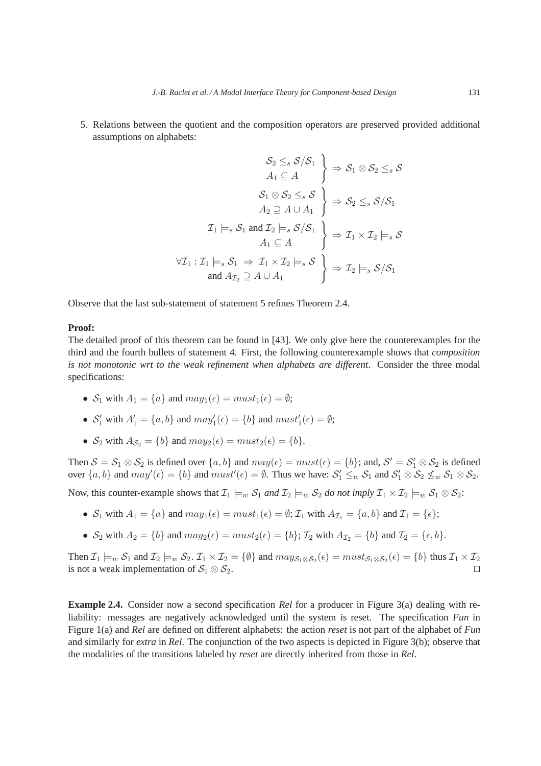5. Relations between the quotient and the composition operators are preserved provided additional assumptions on alphabets:

$$\left.\begin{array}{c} \mathcal{S}_2 \leq_s \mathcal{S}/\mathcal{S}_1 \\ A_1 \subseteq A \end{array}\right\} \Rightarrow \mathcal{S}_1 \otimes \mathcal{S}_2 \leq_s \mathcal{S}$$

$$\left.\begin{array}{c} \mathcal{S}_1 \otimes \mathcal{S}_2 \leq_s \mathcal{S} \\ A_2 \supseteq A \cup A_1 \end{array}\right\} \Rightarrow \mathcal{S}_2 \leq_s \mathcal{S}/\mathcal{S}_1$$

$$\left.\begin{array}{c} \mathcal{I}_1 \models_s \mathcal{S}_1 \text{ and } \mathcal{I}_2 \models_s \mathcal{S}/\mathcal{S}_1 \\ A_1 \subseteq A \end{array}\right\} \Rightarrow \mathcal{I}_1 \times \mathcal{I}_2 \models_s \mathcal{S}$$

$$\left.\begin{array}{c} \forall \mathcal{I}_1 : \mathcal{I}_1 \models_s \mathcal{S}_1 \;\Rightarrow\; \mathcal{I}_1 \times \mathcal{I}_2 \models_s \mathcal{S} \\ \text{and } A_{\mathcal{I}_2} \supseteq A \cup A_1 \end{array}\right\} \Rightarrow \mathcal{I}_2 \models_s \mathcal{S}/\mathcal{S}_1$$

Observe that the last sub-statement of statement 5 refines Theorem 2.4.

**Proof:**
The detailed proof of this theorem can be found in [43]. We only give here the counterexamples for the third and the fourth bullets of statement 4. First, the following counterexample shows that *composition is not monotonic wrt to the weak refinement when alphabets are different*. Consider the three modal specifications:

- $\mathcal{S}_1$ with $A_1 = \{a\}$ and $may_1(\epsilon) = must_1(\epsilon) = \emptyset$;
- $\mathcal{S}_1'$ with $A_1' = \{a, b\}$ and $may_1'(\epsilon) = \{b\}$ and $must_1'(\epsilon) = \emptyset$;
- $\mathcal{S}_2$ with $A_{\mathcal{S}_2} = \{b\}$ and $may_2(\epsilon) = must_2(\epsilon) = \{b\}$.

Then $\mathcal{S} = \mathcal{S}_1 \otimes \mathcal{S}_2$ is defined over $\{a, b\}$ and $may(\epsilon) = must(\epsilon) = \{b\}$; and, $\mathcal{S}' = \mathcal{S}_1' \otimes \mathcal{S}_2$ is defined over $\{a, b\}$ and $may'(\epsilon) = \{b\}$ and $must'(\epsilon) = \emptyset$. Thus we have: $\mathcal{S}_1' \leq_w \mathcal{S}_1$ and $\mathcal{S}_1' \otimes \mathcal{S}_2 \not\leq_w \mathcal{S}_1 \otimes \mathcal{S}_2$.

Now, this counter-example shows that *$\mathcal{I}_1 \models_w \mathcal{S}_1$ and $\mathcal{I}_2 \models_w \mathcal{S}_2$ do not imply $\mathcal{I}_1 \times \mathcal{I}_2 \models_w \mathcal{S}_1 \otimes \mathcal{S}_2$*:

- $\mathcal{S}_1$ with $A_1 = \{a\}$ and $may_1(\epsilon) = must_1(\epsilon) = \emptyset$; $\mathcal{I}_1$ with $A_{\mathcal{I}_1} = \{a, b\}$ and $\mathcal{I}_1 = \{\epsilon\}$;
- $\mathcal{S}_2$ with $A_2 = \{b\}$ and $may_2(\epsilon) = must_2(\epsilon) = \{b\}$; $\mathcal{I}_2$ with $A_{\mathcal{I}_2} = \{b\}$ and $\mathcal{I}_2 = \{\epsilon, b\}$.

Then $\mathcal{I}_1 \models_w \mathcal{S}_1$ and $\mathcal{I}_2 \models_w \mathcal{S}_2$. $\mathcal{I}_1 \times \mathcal{I}_2 = \{\emptyset\}$ and $may_{\mathcal{S}_1 \otimes \mathcal{S}_2}(\epsilon) = must_{\mathcal{S}_1 \otimes \mathcal{S}_2}(\epsilon) = \{b\}$ thus $\mathcal{I}_1 \times \mathcal{I}_2$ is not a weak implementation of $\mathcal{S}_1 \otimes \mathcal{S}_2$. □

**Example 2.4.** Consider now a second specification *Rel* for a producer in Figure 3(a) dealing with reliability: messages are negatively acknowledged until the system is reset. The specification *Fun* in Figure 1(a) and *Rel* are defined on different alphabets: the action *reset* is not part of the alphabet of *Fun* and similarly for *extra* in *Rel*. The conjunction of the two aspects is depicted in Figure 3(b); observe that the modalities of the transitions labeled by *reset* are directly inherited from those in *Rel*.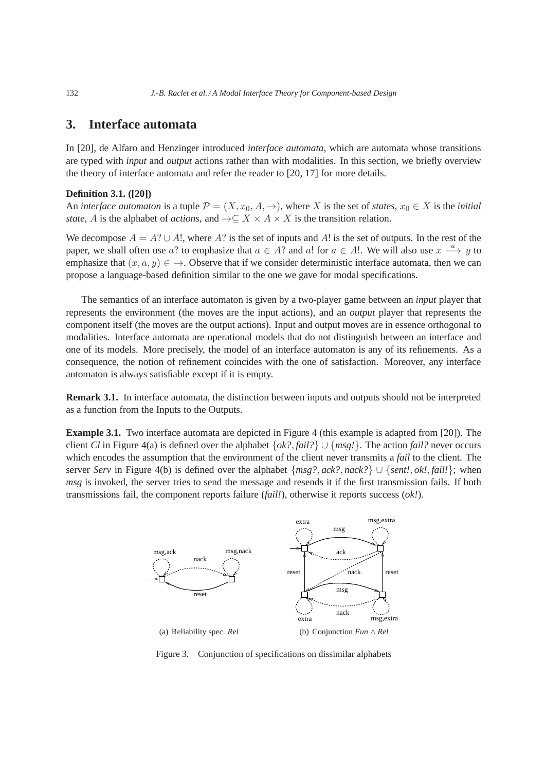## 3. Interface automata

In [20], de Alfaro and Henzinger introduced *interface automata*, which are automata whose transitions are typed with *input* and *output* actions rather than with modalities. In this section, we briefly overview the theory of interface automata and refer the reader to [20, 17] for more details.

**Definition 3.1. ([20])**
An *interface automaton* is a tuple $\mathcal{P} = (X, x_0, A, \rightarrow)$, where $X$ is the set of *states*, $x_0 \in X$ is the *initial state*, $A$ is the alphabet of *actions*, and $\rightarrow \subseteq X \times A \times X$ is the transition relation.

We decompose $A = A? \cup A!$, where $A?$ is the set of inputs and $A!$ is the set of outputs. In the rest of the paper, we shall often use $a?$ to emphasize that $a \in A?$ and $a!$ for $a \in A!$. We will also use $x \xrightarrow{a} y$ to emphasize that $(x, a, y) \in \rightarrow$. Observe that if we consider deterministic interface automata, then we can propose a language-based definition similar to the one we gave for modal specifications.

The semantics of an interface automaton is given by a two-player game between an *input* player that represents the environment (the moves are the input actions), and an *output* player that represents the component itself (the moves are the output actions). Input and output moves are in essence orthogonal to modalities. Interface automata are operational models that do not distinguish between an interface and one of its models. More precisely, the model of an interface automaton is any of its refinements. As a consequence, the notion of refinement coincides with the one of satisfaction. Moreover, any interface automaton is always satisfiable except if it is empty.

**Remark 3.1.** In interface automata, the distinction between inputs and outputs should not be interpreted as a function from the Inputs to the Outputs.

**Example 3.1.** Two interface automata are depicted in Figure 4 (this example is adapted from [20]). The client *Cl* in Figure 4(a) is defined over the alphabet $\{ok?, fail?\} \cup \{msg!\}$. The action *fail?* never occurs which encodes the assumption that the environment of the client never transmits a *fail* to the client. The server *Serv* in Figure 4(b) is defined over the alphabet $\{msg?, ack?, nack?\} \cup \{sent!, ok!, fail!\}$; when *msg* is invoked, the server tries to send the message and resends it if the first transmission fails. If both transmissions fail, the component reports failure (*fail!*), otherwise it reports success (*ok!*).

(a) Reliability spec. *Rel*

(b) Conjunction *Fun* ∧ *Rel*

Figure 3. Conjunction of specifications on dissimilar alphabets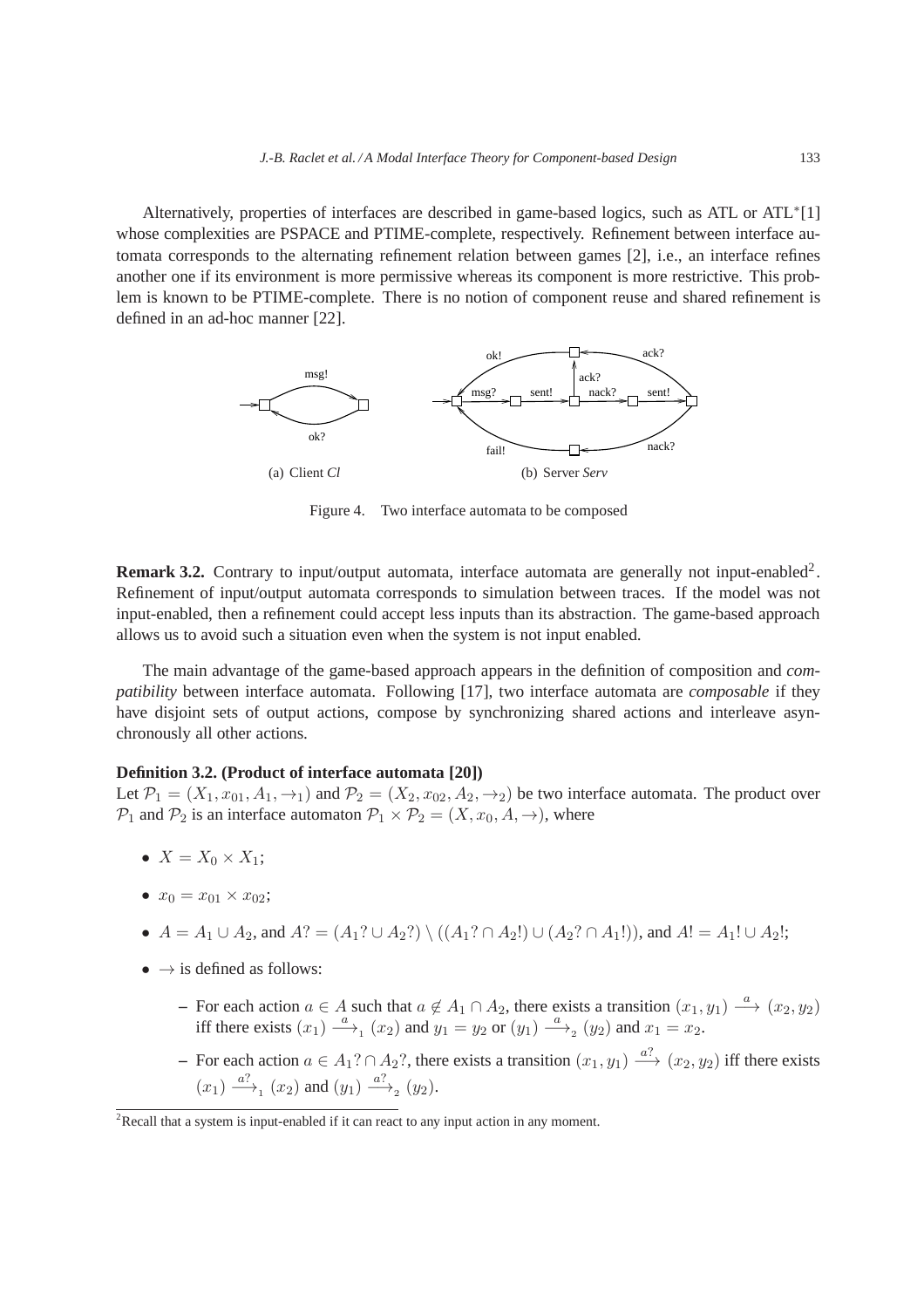Alternatively, properties of interfaces are described in game-based logics, such as ATL or ATL*[1] whose complexities are PSPACE and PTIME-complete, respectively. Refinement between interface automata corresponds to the alternating refinement relation between games [2], i.e., an interface refines another one if its environment is more permissive whereas its component is more restrictive. This problem is known to be PTIME-complete. There is no notion of component reuse and shared refinement is defined in an ad-hoc manner [22].

(a) Client *Cl* (b) Server *Serv*

Figure 4. Two interface automata to be composed

**Remark 3.2.** Contrary to input/output automata, interface automata are generally not input-enabled[2]. Refinement of input/output automata corresponds to simulation between traces. If the model was not input-enabled, then a refinement could accept less inputs than its abstraction. The game-based approach allows us to avoid such a situation even when the system is not input enabled.

The main advantage of the game-based approach appears in the definition of composition and *compatibility* between interface automata. Following [17], two interface automata are *composable* if they have disjoint sets of output actions, compose by synchronizing shared actions and interleave asynchronously all other actions.

**Definition 3.2. (Product of interface automata [20])**
Let $\mathcal{P}_1 = (X_1, x_{01}, A_1, \rightarrow_1)$ and $\mathcal{P}_2 = (X_2, x_{02}, A_2, \rightarrow_2)$ be two interface automata. The product over $\mathcal{P}_1$ and $\mathcal{P}_2$ is an interface automaton $\mathcal{P}_1 \times \mathcal{P}_2 = (X, x_0, A, \rightarrow)$, where

- $X = X_0 \times X_1$;
- $x_0 = x_{01} \times x_{02}$;
- $A = A_1 \cup A_2$, and $A? = (A_1? \cup A_2?) \setminus ((A_1? \cap A_2!) \cup (A_2? \cap A_1!))$, and $A! = A_1! \cup A_2!$;
- $\rightarrow$ is defined as follows:
  - For each action $a \in A$ such that $a \notin A_1 \cap A_2$, there exists a transition $(x_1, y_1) \xrightarrow{a} (x_2, y_2)$ iff there exists $(x_1) \xrightarrow{a}_1 (x_2)$ and $y_1 = y_2$ or $(y_1) \xrightarrow{a}_2 (y_2)$ and $x_1 = x_2$.
  - For each action $a \in A_1? \cap A_2?$, there exists a transition $(x_1, y_1) \xrightarrow{a?} (x_2, y_2)$ iff there exists $(x_1) \xrightarrow{a?}_1 (x_2)$ and $(y_1) \xrightarrow{a?}_2 (y_2)$.

[2] Recall that a system is input-enabled if it can react to any input action in any moment.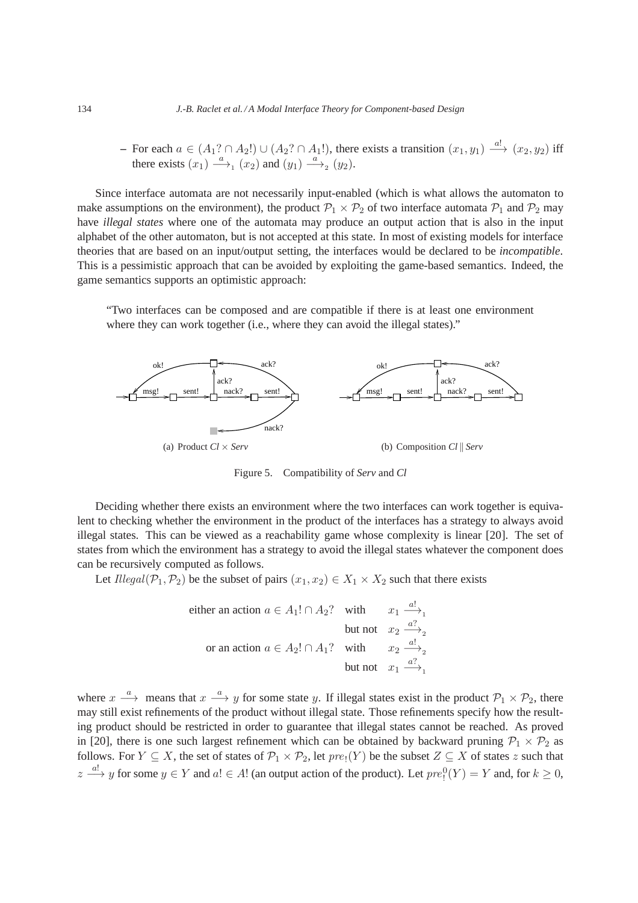– For each $a \in (A_1? \cap A_2!) \cup (A_2? \cap A_1!)$, there exists a transition $(x_1, y_1) \xrightarrow{a!} (x_2, y_2)$ iff there exists $(x_1) \xrightarrow{a}_1 (x_2)$ and $(y_1) \xrightarrow{a}_2 (y_2)$.

Since interface automata are not necessarily input-enabled (which is what allows the automaton to make assumptions on the environment), the product $\mathcal{P}_1 \times \mathcal{P}_2$ of two interface automata $\mathcal{P}_1$ and $\mathcal{P}_2$ may have *illegal states* where one of the automata may produce an output action that is also in the input alphabet of the other automaton, but is not accepted at this state. In most of existing models for interface theories that are based on an input/output setting, the interfaces would be declared to be *incompatible*. This is a pessimistic approach that can be avoided by exploiting the game-based semantics. Indeed, the game semantics supports an optimistic approach:

> "Two interfaces can be composed and are compatible if there is at least one environment where they can work together (i.e., where they can avoid the illegal states)."

(a) Product *Cl* × *Serv* (b) Composition *Cl* ‖ *Serv*

Figure 5. Compatibility of *Serv* and *Cl*

Deciding whether there exists an environment where the two interfaces can work together is equivalent to checking whether the environment in the product of the interfaces has a strategy to always avoid illegal states. This can be viewed as a reachability game whose complexity is linear [20]. The set of states from which the environment has a strategy to avoid the illegal states whatever the component does can be recursively computed as follows.

Let $Illegal(\mathcal{P}_1, \mathcal{P}_2)$ be the subset of pairs $(x_1, x_2) \in X_1 \times X_2$ such that there exists

$$
\begin{array}{rll}
\text{either an action } a \in A_1! \cap A_2? & \text{with} & x_1 \xrightarrow{a!}_1 \\
 & \text{but not} & x_2 \xrightarrow{a?}_2 \\
\text{or an action } a \in A_2! \cap A_1? & \text{with} & x_2 \xrightarrow{a!}_2 \\
 & \text{but not} & x_1 \xrightarrow{a?}_1
\end{array}
$$

where $x \xrightarrow{a}$ means that $x \xrightarrow{a} y$ for some state $y$. If illegal states exist in the product $\mathcal{P}_1 \times \mathcal{P}_2$, there may still exist refinements of the product without illegal state. Those refinements specify how the resulting product should be restricted in order to guarantee that illegal states cannot be reached. As proved in [20], there is one such largest refinement which can be obtained by backward pruning $\mathcal{P}_1 \times \mathcal{P}_2$ as follows. For $Y \subseteq X$, the set of states of $\mathcal{P}_1 \times \mathcal{P}_2$, let $pre_!(Y)$ be the subset $Z \subseteq X$ of states $z$ such that $z \xrightarrow{a!} y$ for some $y \in Y$ and $a! \in A!$ (an output action of the product). Let $pre_!^0(Y) = Y$ and, for $k \geq 0$,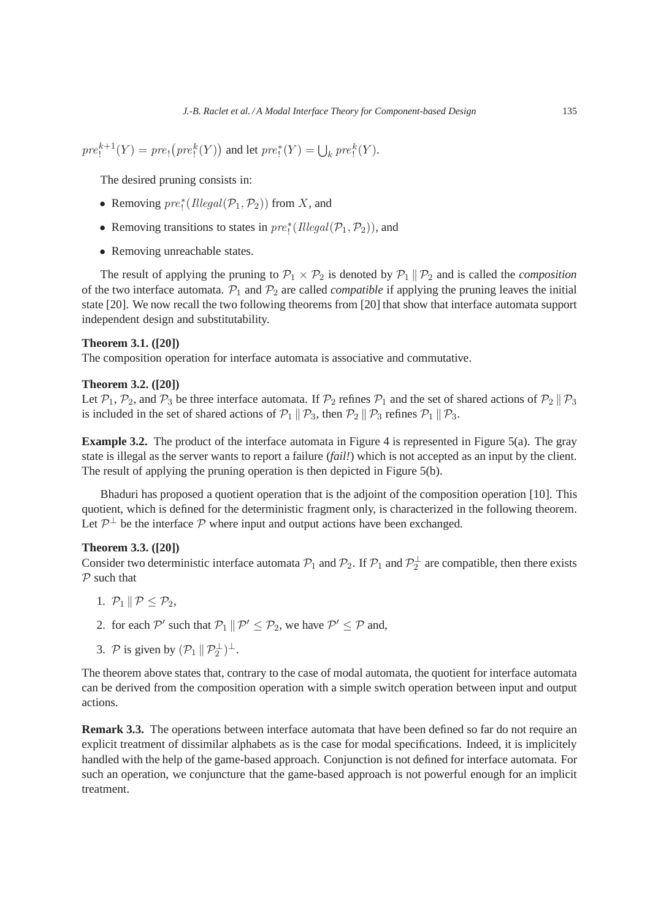$pre_!^{k+1}(Y) = pre_!\big(pre_!^k(Y)\big)$ and let $pre_!^*(Y) = \bigcup_k pre_!^k(Y)$.

The desired pruning consists in:

- Removing $pre_!^*(\mathit{Illegal}(\mathcal{P}_1, \mathcal{P}_2))$ from $X$, and
- Removing transitions to states in $pre_!^*(\mathit{Illegal}(\mathcal{P}_1, \mathcal{P}_2))$, and
- Removing unreachable states.

The result of applying the pruning to $\mathcal{P}_1 \times \mathcal{P}_2$ is denoted by $\mathcal{P}_1 \parallel \mathcal{P}_2$ and is called the *composition* of the two interface automata. $\mathcal{P}_1$ and $\mathcal{P}_2$ are called *compatible* if applying the pruning leaves the initial state [20]. We now recall the two following theorems from [20] that show that interface automata support independent design and substitutability.

**Theorem 3.1. ([20])**
The composition operation for interface automata is associative and commutative.

**Theorem 3.2. ([20])**
Let $\mathcal{P}_1$, $\mathcal{P}_2$, and $\mathcal{P}_3$ be three interface automata. If $\mathcal{P}_2$ refines $\mathcal{P}_1$ and the set of shared actions of $\mathcal{P}_2 \parallel \mathcal{P}_3$ is included in the set of shared actions of $\mathcal{P}_1 \parallel \mathcal{P}_3$, then $\mathcal{P}_2 \parallel \mathcal{P}_3$ refines $\mathcal{P}_1 \parallel \mathcal{P}_3$.

**Example 3.2.** The product of the interface automata in Figure 4 is represented in Figure 5(a). The gray state is illegal as the server wants to report a failure (*fail!*) which is not accepted as an input by the client. The result of applying the pruning operation is then depicted in Figure 5(b).

Bhaduri has proposed a quotient operation that is the adjoint of the composition operation [10]. This quotient, which is defined for the deterministic fragment only, is characterized in the following theorem. Let $\mathcal{P}^\perp$ be the interface $\mathcal{P}$ where input and output actions have been exchanged.

**Theorem 3.3. ([20])**
Consider two deterministic interface automata $\mathcal{P}_1$ and $\mathcal{P}_2$. If $\mathcal{P}_1$ and $\mathcal{P}_2^\perp$ are compatible, then there exists $\mathcal{P}$ such that

1. $\mathcal{P}_1 \parallel \mathcal{P} \leq \mathcal{P}_2$,
2. for each $\mathcal{P}'$ such that $\mathcal{P}_1 \parallel \mathcal{P}' \leq \mathcal{P}_2$, we have $\mathcal{P}' \leq \mathcal{P}$ and,
3. $\mathcal{P}$ is given by $(\mathcal{P}_1 \parallel \mathcal{P}_2^\perp)^\perp$.

The theorem above states that, contrary to the case of modal automata, the quotient for interface automata can be derived from the composition operation with a simple switch operation between input and output actions.

**Remark 3.3.** The operations between interface automata that have been defined so far do not require an explicit treatment of dissimilar alphabets as is the case for modal specifications. Indeed, it is implicitely handled with the help of the game-based approach. Conjunction is not defined for interface automata. For such an operation, we conjuncture that the game-based approach is not powerful enough for an implicit treatment.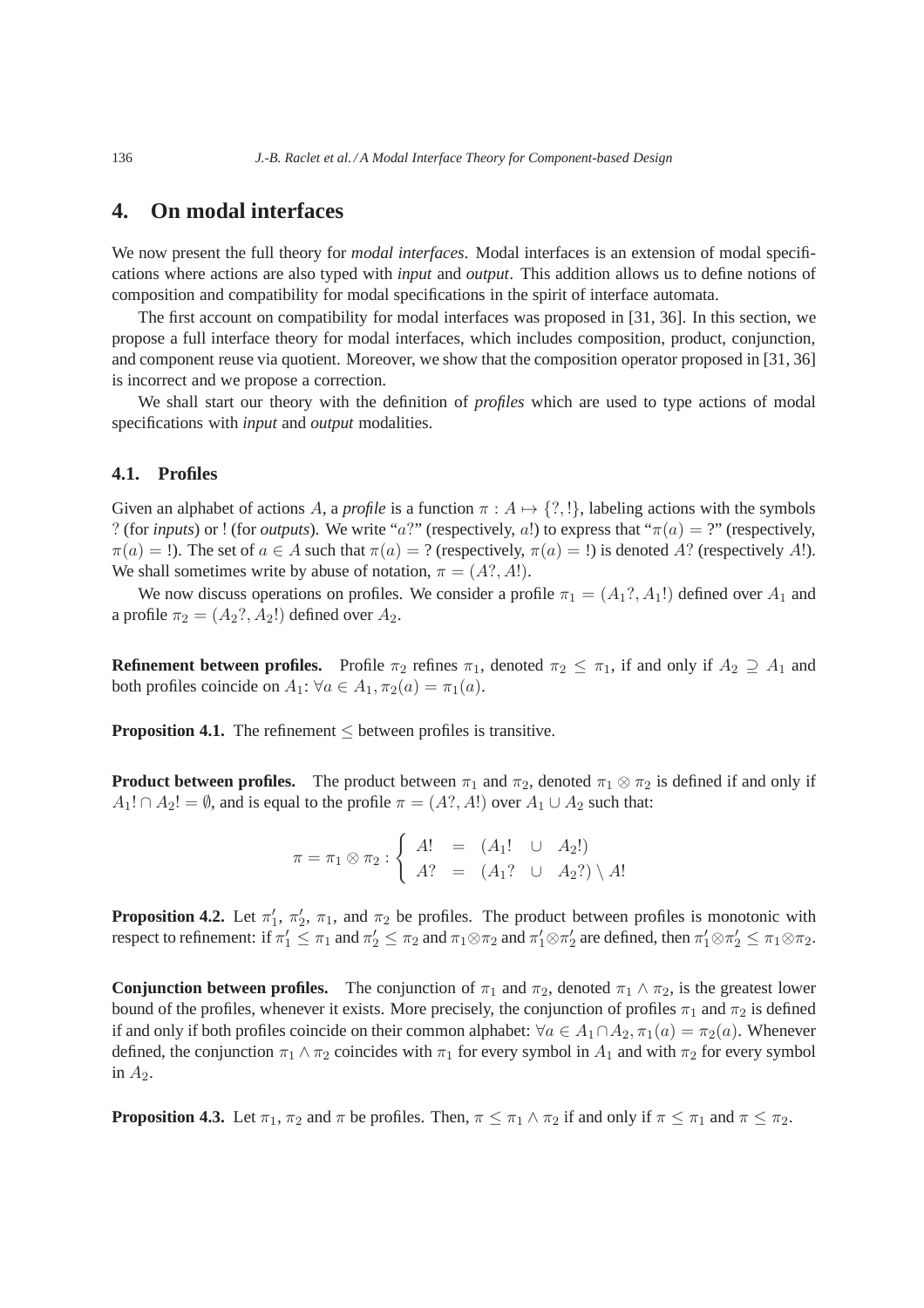# 4. On modal interfaces

We now present the full theory for *modal interfaces*. Modal interfaces is an extension of modal specifications where actions are also typed with *input* and *output*. This addition allows us to define notions of composition and compatibility for modal specifications in the spirit of interface automata.

The first account on compatibility for modal interfaces was proposed in [31, 36]. In this section, we propose a full interface theory for modal interfaces, which includes composition, product, conjunction, and component reuse via quotient. Moreover, we show that the composition operator proposed in [31, 36] is incorrect and we propose a correction.

We shall start our theory with the definition of *profiles* which are used to type actions of modal specifications with *input* and *output* modalities.

## 4.1. Profiles

Given an alphabet of actions $A$, a *profile* is a function $\pi : A \mapsto \{?, !\}$, labeling actions with the symbols $?$ (for *inputs*) or $!$ (for *outputs*). We write "$a?$" (respectively, $a!$) to express that "$\pi(a) = ?$" (respectively, $\pi(a) = !$). The set of $a \in A$ such that $\pi(a) = ?$ (respectively, $\pi(a) = !$) is denoted $A?$ (respectively $A!$). We shall sometimes write by abuse of notation, $\pi = (A?, A!)$.

We now discuss operations on profiles. We consider a profile $\pi_1 = (A_1?, A_1!)$ defined over $A_1$ and a profile $\pi_2 = (A_2?, A_2!)$ defined over $A_2$.

**Refinement between profiles.** Profile $\pi_2$ refines $\pi_1$, denoted $\pi_2 \leq \pi_1$, if and only if $A_2 \supseteq A_1$ and both profiles coincide on $A_1$: $\forall a \in A_1, \pi_2(a) = \pi_1(a)$.

**Proposition 4.1.** The refinement $\leq$ between profiles is transitive.

**Product between profiles.** The product between $\pi_1$ and $\pi_2$, denoted $\pi_1 \otimes \pi_2$ is defined if and only if $A_1! \cap A_2! = \emptyset$, and is equal to the profile $\pi = (A?, A!)$ over $A_1 \cup A_2$ such that:

$$\pi = \pi_1 \otimes \pi_2 : \begin{cases} A! &= (A_1! \quad \cup \quad A_2!) \\ A? &= (A_1? \quad \cup \quad A_2?) \setminus A! \end{cases}$$

**Proposition 4.2.** Let $\pi_1'$, $\pi_2'$, $\pi_1$, and $\pi_2$ be profiles. The product between profiles is monotonic with respect to refinement: if $\pi_1' \leq \pi_1$ and $\pi_2' \leq \pi_2$ and $\pi_1 \otimes \pi_2$ and $\pi_1' \otimes \pi_2'$ are defined, then $\pi_1' \otimes \pi_2' \leq \pi_1 \otimes \pi_2$.

**Conjunction between profiles.** The conjunction of $\pi_1$ and $\pi_2$, denoted $\pi_1 \wedge \pi_2$, is the greatest lower bound of the profiles, whenever it exists. More precisely, the conjunction of profiles $\pi_1$ and $\pi_2$ is defined if and only if both profiles coincide on their common alphabet: $\forall a \in A_1 \cap A_2, \pi_1(a) = \pi_2(a)$. Whenever defined, the conjunction $\pi_1 \wedge \pi_2$ coincides with $\pi_1$ for every symbol in $A_1$ and with $\pi_2$ for every symbol in $A_2$.

**Proposition 4.3.** Let $\pi_1$, $\pi_2$ and $\pi$ be profiles. Then, $\pi \leq \pi_1 \wedge \pi_2$ if and only if $\pi \leq \pi_1$ and $\pi \leq \pi_2$.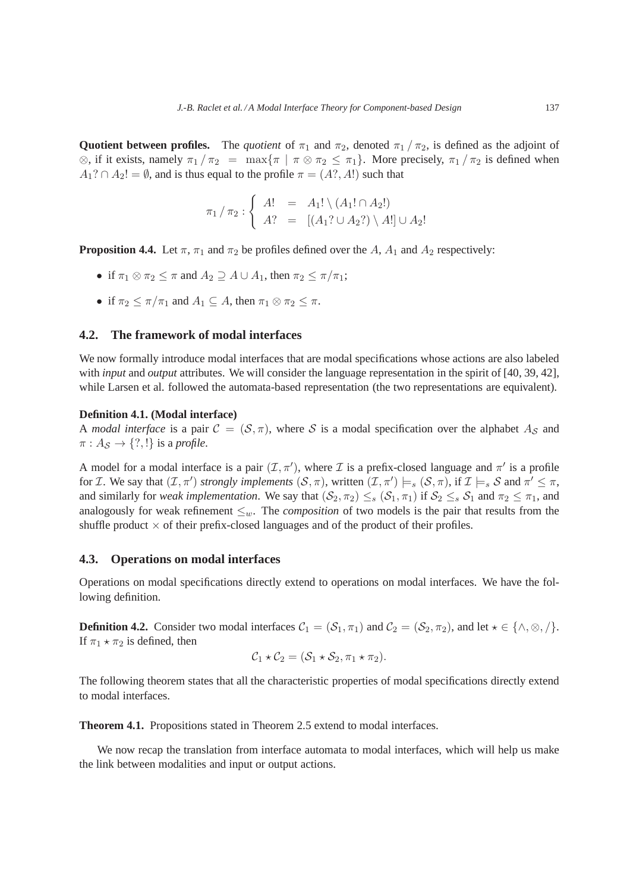**Quotient between profiles.** The *quotient* of $\pi_1$ and $\pi_2$, denoted $\pi_1 \,/\, \pi_2$, is defined as the adjoint of $\otimes$, if it exists, namely $\pi_1 \,/\, \pi_2 \;=\; \max\{\pi \mid \pi \otimes \pi_2 \leq \pi_1\}$. More precisely, $\pi_1 \,/\, \pi_2$ is defined when $A_1? \cap A_2! = \emptyset$, and is thus equal to the profile $\pi = (A?, A!)$ such that

$$\pi_1 \,/\, \pi_2 : \left\{ \begin{array}{lcl} A! & = & A_1! \setminus (A_1! \cap A_2!) \\ A? & = & [(A_1? \cup A_2?) \setminus A!] \cup A_2! \end{array} \right.$$

**Proposition 4.4.** Let $\pi$, $\pi_1$ and $\pi_2$ be profiles defined over the $A$, $A_1$ and $A_2$ respectively:

- if $\pi_1 \otimes \pi_2 \leq \pi$ and $A_2 \supseteq A \cup A_1$, then $\pi_2 \leq \pi / \pi_1$;
- if $\pi_2 \leq \pi / \pi_1$ and $A_1 \subseteq A$, then $\pi_1 \otimes \pi_2 \leq \pi$.

### 4.2. The framework of modal interfaces

We now formally introduce modal interfaces that are modal specifications whose actions are also labeled with *input* and *output* attributes. We will consider the language representation in the spirit of [40, 39, 42], while Larsen et al. followed the automata-based representation (the two representations are equivalent).

**Definition 4.1. (Modal interface)**
A *modal interface* is a pair $\mathcal{C} = (\mathcal{S}, \pi)$, where $\mathcal{S}$ is a modal specification over the alphabet $A_{\mathcal{S}}$ and $\pi : A_{\mathcal{S}} \to \{?, !\}$ is a *profile*.

A model for a modal interface is a pair $(\mathcal{I}, \pi')$, where $\mathcal{I}$ is a prefix-closed language and $\pi'$ is a profile for $\mathcal{I}$. We say that $(\mathcal{I}, \pi')$ *strongly implements* $(\mathcal{S}, \pi)$, written $(\mathcal{I}, \pi') \models_s (\mathcal{S}, \pi)$, if $\mathcal{I} \models_s \mathcal{S}$ and $\pi' \leq \pi$, and similarly for *weak implementation*. We say that $(\mathcal{S}_2, \pi_2) \leq_s (\mathcal{S}_1, \pi_1)$ if $\mathcal{S}_2 \leq_s \mathcal{S}_1$ and $\pi_2 \leq \pi_1$, and analogously for weak refinement $\leq_w$. The *composition* of two models is the pair that results from the shuffle product $\times$ of their prefix-closed languages and of the product of their profiles.

### 4.3. Operations on modal interfaces

Operations on modal specifications directly extend to operations on modal interfaces. We have the following definition.

**Definition 4.2.** Consider two modal interfaces $\mathcal{C}_1 = (\mathcal{S}_1, \pi_1)$ and $\mathcal{C}_2 = (\mathcal{S}_2, \pi_2)$, and let $\star \in \{\wedge, \otimes, /\}$. If $\pi_1 \star \pi_2$ is defined, then

$$\mathcal{C}_1 \star \mathcal{C}_2 = (\mathcal{S}_1 \star \mathcal{S}_2, \pi_1 \star \pi_2).$$

The following theorem states that all the characteristic properties of modal specifications directly extend to modal interfaces.

**Theorem 4.1.** Propositions stated in Theorem 2.5 extend to modal interfaces.

We now recap the translation from interface automata to modal interfaces, which will help us make the link between modalities and input or output actions.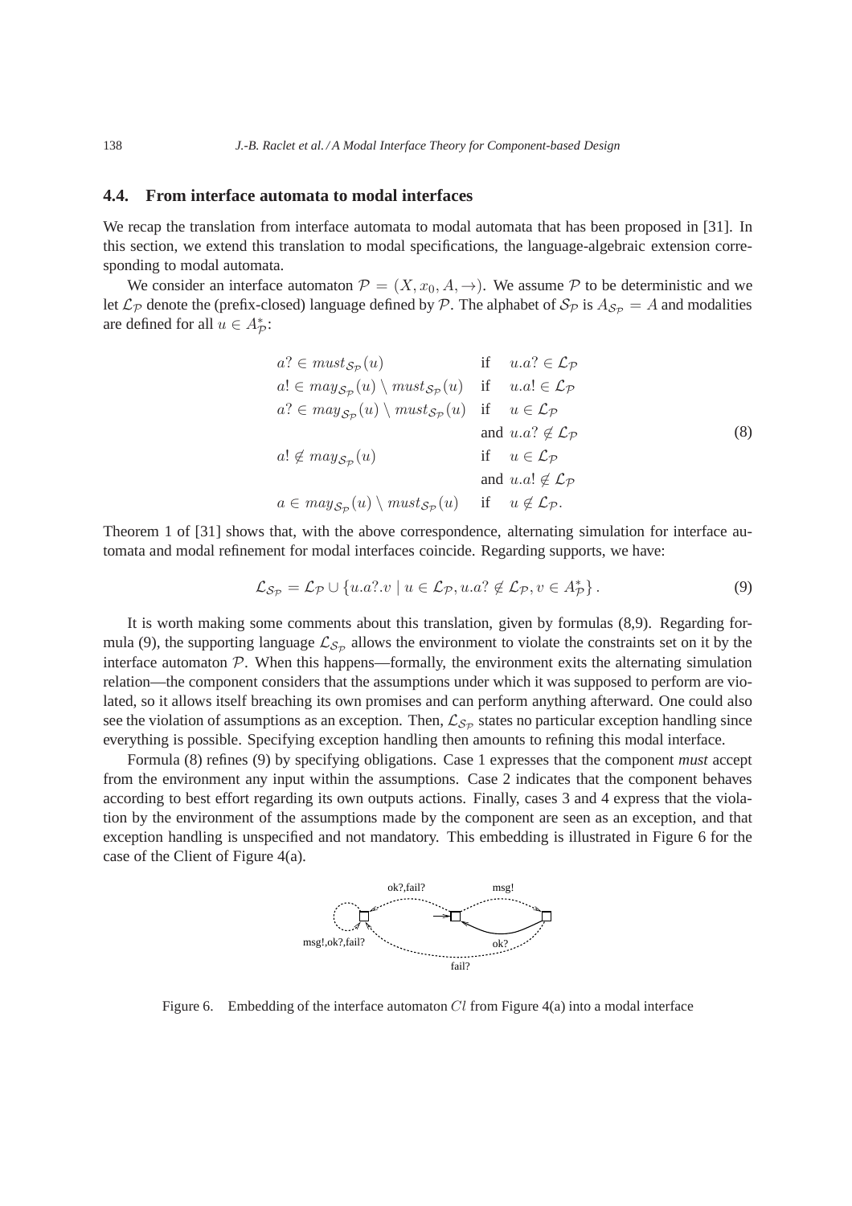### 4.4. From interface automata to modal interfaces

We recap the translation from interface automata to modal automata that has been proposed in [31]. In this section, we extend this translation to modal specifications, the language-algebraic extension corresponding to modal automata.

We consider an interface automaton $\mathcal{P} = (X, x_0, A, \rightarrow)$. We assume $\mathcal{P}$ to be deterministic and we let $\mathcal{L}_\mathcal{P}$ denote the (prefix-closed) language defined by $\mathcal{P}$. The alphabet of $\mathcal{S}_\mathcal{P}$ is $A_{\mathcal{S}_\mathcal{P}} = A$ and modalities are defined for all $u \in A^*_\mathcal{P}$:

$$\begin{array}{lll} a? \in must_{\mathcal{S}_\mathcal{P}}(u) & \text{if} & u.a? \in \mathcal{L}_\mathcal{P} \\ a! \in may_{\mathcal{S}_\mathcal{P}}(u) \setminus must_{\mathcal{S}_\mathcal{P}}(u) & \text{if} & u.a! \in \mathcal{L}_\mathcal{P} \\ a? \in may_{\mathcal{S}_\mathcal{P}}(u) \setminus must_{\mathcal{S}_\mathcal{P}}(u) & \text{if} & u \in \mathcal{L}_\mathcal{P} \\ & \text{and} & u.a? \notin \mathcal{L}_\mathcal{P} \\ a! \notin may_{\mathcal{S}_\mathcal{P}}(u) & \text{if} & u \in \mathcal{L}_\mathcal{P} \\ & \text{and} & u.a! \notin \mathcal{L}_\mathcal{P} \\ a \in may_{\mathcal{S}_\mathcal{P}}(u) \setminus must_{\mathcal{S}_\mathcal{P}}(u) & \text{if} & u \notin \mathcal{L}_\mathcal{P}. \end{array} \tag{8}$$

Theorem 1 of [31] shows that, with the above correspondence, alternating simulation for interface automata and modal refinement for modal interfaces coincide. Regarding supports, we have:

$$\mathcal{L}_{\mathcal{S}_\mathcal{P}} = \mathcal{L}_\mathcal{P} \cup \{u.a?.v \mid u \in \mathcal{L}_\mathcal{P}, u.a? \notin \mathcal{L}_\mathcal{P}, v \in A^*_\mathcal{P}\}. \tag{9}$$

It is worth making some comments about this translation, given by formulas (8,9). Regarding formula (9), the supporting language $\mathcal{L}_{\mathcal{S}_\mathcal{P}}$ allows the environment to violate the constraints set on it by the interface automaton $\mathcal{P}$. When this happens—formally, the environment exits the alternating simulation relation—the component considers that the assumptions under which it was supposed to perform are violated, so it allows itself breaching its own promises and can perform anything afterward. One could also see the violation of assumptions as an exception. Then, $\mathcal{L}_{\mathcal{S}_\mathcal{P}}$ states no particular exception handling since everything is possible. Specifying exception handling then amounts to refining this modal interface.

Formula (8) refines (9) by specifying obligations. Case 1 expresses that the component *must* accept from the environment any input within the assumptions. Case 2 indicates that the component behaves according to best effort regarding its own outputs actions. Finally, cases 3 and 4 express that the violation by the environment of the assumptions made by the component are seen as an exception, and that exception handling is unspecified and not mandatory. This embedding is illustrated in Figure 6 for the case of the Client of Figure 4(a).

Figure 6. Embedding of the interface automaton $Cl$ from Figure 4(a) into a modal interface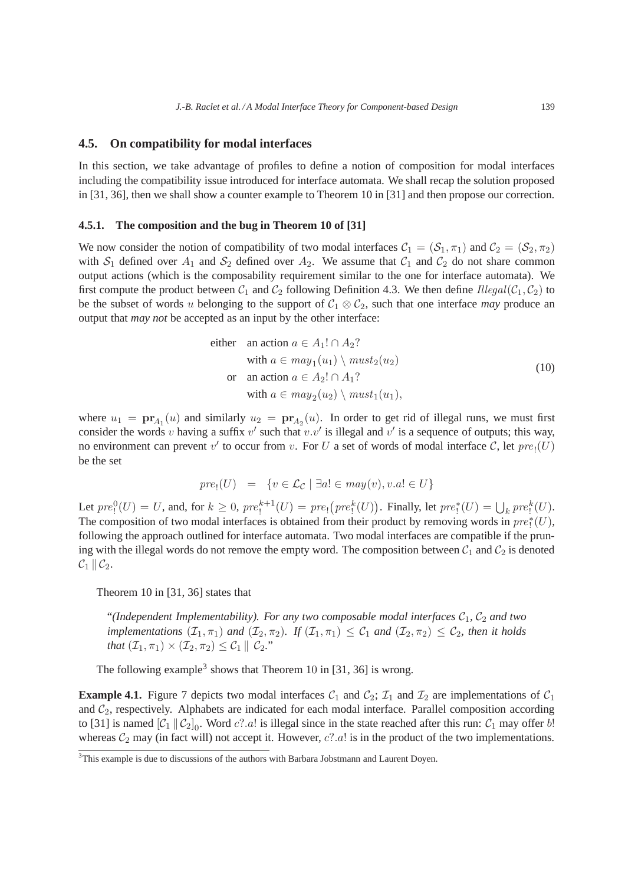### 4.5. On compatibility for modal interfaces

In this section, we take advantage of profiles to define a notion of composition for modal interfaces including the compatibility issue introduced for interface automata. We shall recap the solution proposed in [31, 36], then we shall show a counter example to Theorem 10 in [31] and then propose our correction.

#### 4.5.1. The composition and the bug in Theorem 10 of [31]

We now consider the notion of compatibility of two modal interfaces $\mathcal{C}_1 = (\mathcal{S}_1, \pi_1)$ and $\mathcal{C}_2 = (\mathcal{S}_2, \pi_2)$ with $\mathcal{S}_1$ defined over $A_1$ and $\mathcal{S}_2$ defined over $A_2$. We assume that $\mathcal{C}_1$ and $\mathcal{C}_2$ do not share common output actions (which is the composability requirement similar to the one for interface automata). We first compute the product between $\mathcal{C}_1$ and $\mathcal{C}_2$ following Definition 4.3. We then define $Illegal(\mathcal{C}_1, \mathcal{C}_2)$ to be the subset of words $u$ belonging to the support of $\mathcal{C}_1 \otimes \mathcal{C}_2$, such that one interface *may* produce an output that *may not* be accepted as an input by the other interface:

$$
\begin{aligned}
\text{either} \quad & \text{an action } a \in A_1! \cap A_2? \\
& \text{with } a \in may_1(u_1) \setminus must_2(u_2) \\
\text{or} \quad & \text{an action } a \in A_2! \cap A_1? \\
& \text{with } a \in may_2(u_2) \setminus must_1(u_1),
\end{aligned}
\tag{10}
$$

where $u_1 = \mathbf{pr}_{A_1}(u)$ and similarly $u_2 = \mathbf{pr}_{A_2}(u)$. In order to get rid of illegal runs, we must first consider the words $v$ having a suffix $v'$ such that $v.v'$ is illegal and $v'$ is a sequence of outputs; this way, no environment can prevent $v'$ to occur from $v$. For $U$ a set of words of modal interface $\mathcal{C}$, let $pre_!(U)$ be the set

$$
pre_!(U) \quad = \quad \{v \in \mathcal{L}_\mathcal{C} \mid \exists a! \in may(v), v.a! \in U\}
$$

Let $pre_!^0(U) = U$, and, for $k \geq 0$, $pre_!^{k+1}(U) = pre_!\big(pre_!^k(U)\big)$. Finally, let $pre_!^*(U) = \bigcup_k pre_!^k(U)$. The composition of two modal interfaces is obtained from their product by removing words in $pre_!^*(U)$, following the approach outlined for interface automata. Two modal interfaces are compatible if the pruning with the illegal words do not remove the empty word. The composition between $\mathcal{C}_1$ and $\mathcal{C}_2$ is denoted $\mathcal{C}_1 \| \mathcal{C}_2$.

Theorem 10 in [31, 36] states that

> "*(Independent Implementability). For any two composable modal interfaces $\mathcal{C}_1$, $\mathcal{C}_2$ and two implementations $(\mathcal{I}_1, \pi_1)$ and $(\mathcal{I}_2, \pi_2)$. If $(\mathcal{I}_1, \pi_1) \leq \mathcal{C}_1$ and $(\mathcal{I}_2, \pi_2) \leq \mathcal{C}_2$, then it holds that $(\mathcal{I}_1, \pi_1) \times (\mathcal{I}_2, \pi_2) \leq \mathcal{C}_1 \| \mathcal{C}_2$.*"

The following example[3] shows that Theorem 10 in [31, 36] is wrong.

**Example 4.1.** Figure 7 depicts two modal interfaces $\mathcal{C}_1$ and $\mathcal{C}_2$; $\mathcal{I}_1$ and $\mathcal{I}_2$ are implementations of $\mathcal{C}_1$ and $\mathcal{C}_2$, respectively. Alphabets are indicated for each modal interface. Parallel composition according to [31] is named $[\mathcal{C}_1 \| \mathcal{C}_2]_0$. Word $c?.a!$ is illegal since in the state reached after this run: $\mathcal{C}_1$ may offer $b!$ whereas $\mathcal{C}_2$ may (in fact will) not accept it. However, $c?.a!$ is in the product of the two implementations.

[3] This example is due to discussions of the authors with Barbara Jobstmann and Laurent Doyen.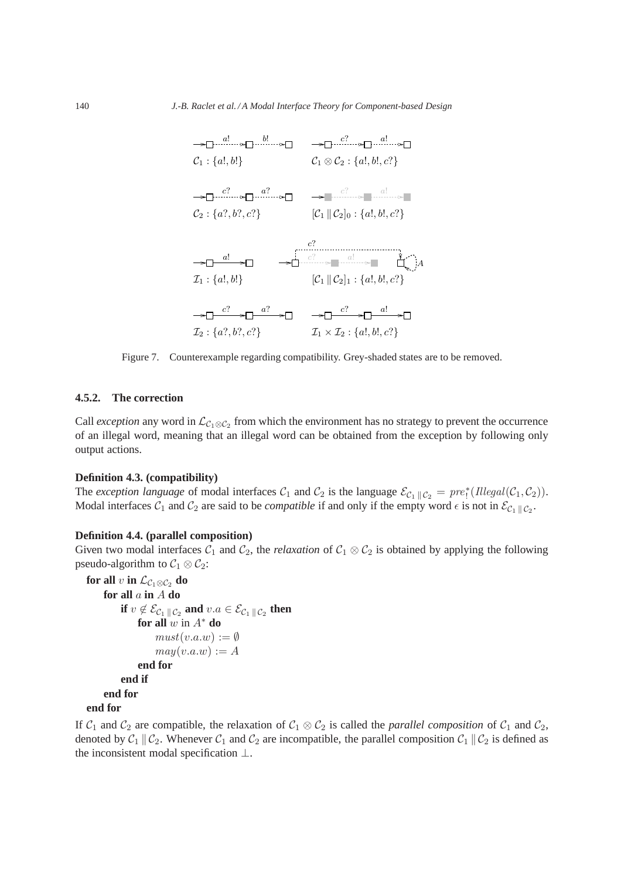$\mathcal{C}_1 : \{a!, b!\}$

$\mathcal{C}_1 \otimes \mathcal{C}_2 : \{a!, b!, c?\}$

$\mathcal{C}_2 : \{a?, b?, c?\}$

$[\mathcal{C}_1 \,\|\, \mathcal{C}_2]_0 : \{a!, b!, c?\}$

$\mathcal{I}_1 : \{a!, b!\}$

$[\mathcal{C}_1 \,\|\, \mathcal{C}_2]_1 : \{a!, b!, c?\}$

$\mathcal{I}_2 : \{a?, b?, c?\}$

$\mathcal{I}_1 \times \mathcal{I}_2 : \{a!, b!, c?\}$

Figure 7. Counterexample regarding compatibility. Grey-shaded states are to be removed.

### 4.5.2. The correction

Call *exception* any word in $\mathcal{L}_{\mathcal{C}_1 \otimes \mathcal{C}_2}$ from which the environment has no strategy to prevent the occurrence of an illegal word, meaning that an illegal word can be obtained from the exception by following only output actions.

**Definition 4.3. (compatibility)**
The *exception language* of modal interfaces $\mathcal{C}_1$ and $\mathcal{C}_2$ is the language $\mathcal{E}_{\mathcal{C}_1 \| \mathcal{C}_2} = pre^*_!(Illegal(\mathcal{C}_1, \mathcal{C}_2))$. Modal interfaces $\mathcal{C}_1$ and $\mathcal{C}_2$ are said to be *compatible* if and only if the empty word $\epsilon$ is not in $\mathcal{E}_{\mathcal{C}_1 \| \mathcal{C}_2}$.

**Definition 4.4. (parallel composition)**
Given two modal interfaces $\mathcal{C}_1$ and $\mathcal{C}_2$, the *relaxation* of $\mathcal{C}_1 \otimes \mathcal{C}_2$ is obtained by applying the following pseudo-algorithm to $\mathcal{C}_1 \otimes \mathcal{C}_2$:

```
for all v in L_{C1⊗C2} do
    for all a in A do
        if v ∉ E_{C1‖C2} and v.a ∈ E_{C1‖C2} then
            for all w in A* do
                must(v.a.w) := ∅
                may(v.a.w) := A
            end for
        end if
    end for
end for
```

If $\mathcal{C}_1$ and $\mathcal{C}_2$ are compatible, the relaxation of $\mathcal{C}_1 \otimes \mathcal{C}_2$ is called the *parallel composition* of $\mathcal{C}_1$ and $\mathcal{C}_2$, denoted by $\mathcal{C}_1 \,\|\, \mathcal{C}_2$. Whenever $\mathcal{C}_1$ and $\mathcal{C}_2$ are incompatible, the parallel composition $\mathcal{C}_1 \,\|\, \mathcal{C}_2$ is defined as the inconsistent modal specification $\bot$.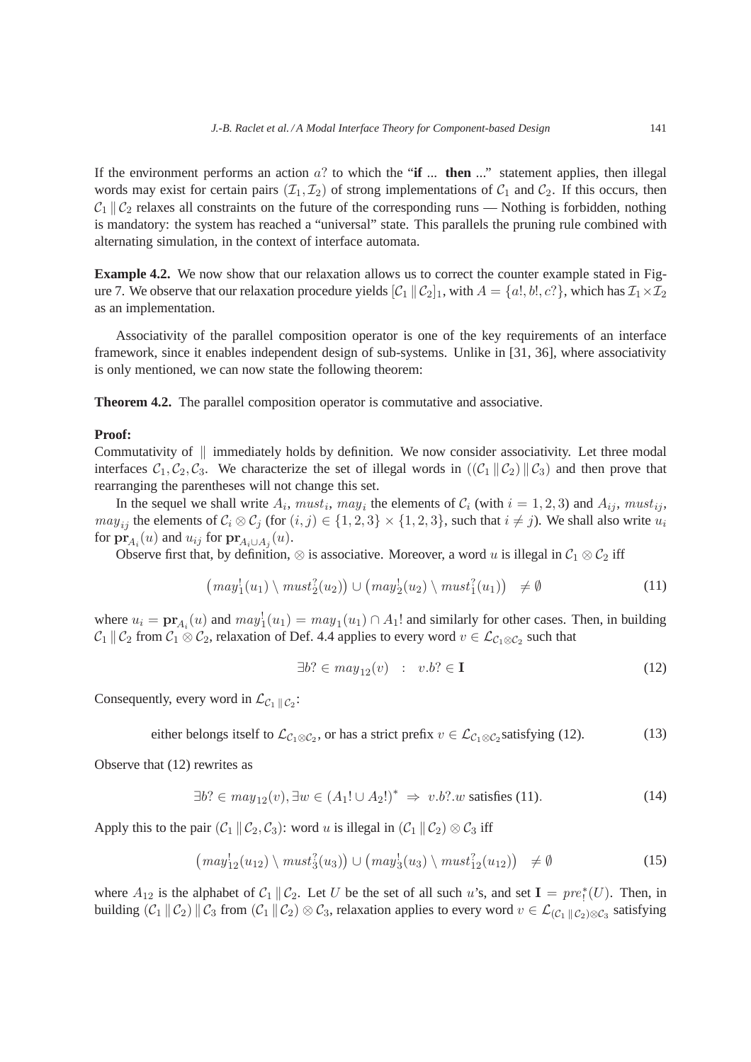If the environment performs an action $a?$ to which the "**if** ... **then** ..." statement applies, then illegal words may exist for certain pairs $(\mathcal{I}_1, \mathcal{I}_2)$ of strong implementations of $\mathcal{C}_1$ and $\mathcal{C}_2$. If this occurs, then $\mathcal{C}_1 \,\|\, \mathcal{C}_2$ relaxes all constraints on the future of the corresponding runs — Nothing is forbidden, nothing is mandatory: the system has reached a "universal" state. This parallels the pruning rule combined with alternating simulation, in the context of interface automata.

**Example 4.2.** We now show that our relaxation allows us to correct the counter example stated in Figure 7. We observe that our relaxation procedure yields $[\mathcal{C}_1 \,\|\, \mathcal{C}_2]_1$, with $A = \{a!, b!, c?\}$, which has $\mathcal{I}_1 \times \mathcal{I}_2$ as an implementation.

Associativity of the parallel composition operator is one of the key requirements of an interface framework, since it enables independent design of sub-systems. Unlike in [31, 36], where associativity is only mentioned, we can now state the following theorem:

**Theorem 4.2.** The parallel composition operator is commutative and associative.

**Proof:**
Commutativity of $\|$ immediately holds by definition. We now consider associativity. Let three modal interfaces $\mathcal{C}_1, \mathcal{C}_2, \mathcal{C}_3$. We characterize the set of illegal words in $((\mathcal{C}_1 \,\|\, \mathcal{C}_2) \,\|\, \mathcal{C}_3)$ and then prove that rearranging the parentheses will not change this set.

In the sequel we shall write $A_i$, $must_i$, $may_i$ the elements of $\mathcal{C}_i$ (with $i = 1, 2, 3$) and $A_{ij}$, $must_{ij}$, $may_{ij}$ the elements of $\mathcal{C}_i \otimes \mathcal{C}_j$ (for $(i, j) \in \{1, 2, 3\} \times \{1, 2, 3\}$, such that $i \neq j$). We shall also write $u_i$ for $\mathbf{pr}_{A_i}(u)$ and $u_{ij}$ for $\mathbf{pr}_{A_i \cup A_j}(u)$.

Observe first that, by definition, $\otimes$ is associative. Moreover, a word $u$ is illegal in $\mathcal{C}_1 \otimes \mathcal{C}_2$ iff

$$\left(may_1^!(u_1) \setminus must_2^?(u_2)\right) \cup \left(may_2^!(u_2) \setminus must_1^?(u_1)\right) \quad \neq \emptyset \tag{11}$$

where $u_i = \mathbf{pr}_{A_i}(u)$ and $may_1^!(u_1) = may_1(u_1) \cap A_1!$ and similarly for other cases. Then, in building $\mathcal{C}_1 \,\|\, \mathcal{C}_2$ from $\mathcal{C}_1 \otimes \mathcal{C}_2$, relaxation of Def. 4.4 applies to every word $v \in \mathcal{L}_{\mathcal{C}_1 \otimes \mathcal{C}_2}$ such that

$$\exists b? \in may_{12}(v) \quad : \quad v.b? \in \mathbf{I} \tag{12}$$

Consequently, every word in $\mathcal{L}_{\mathcal{C}_1 \,\|\, \mathcal{C}_2}$:

$$\text{either belongs itself to } \mathcal{L}_{\mathcal{C}_1 \otimes \mathcal{C}_2}\text{, or has a strict prefix } v \in \mathcal{L}_{\mathcal{C}_1 \otimes \mathcal{C}_2} \text{ satisfying (12).} \tag{13}$$

Observe that (12) rewrites as

$$\exists b? \in may_{12}(v), \exists w \in (A_1! \cup A_2!)^* \;\Rightarrow\; v.b?.w \text{ satisfies (11)}. \tag{14}$$

Apply this to the pair $(\mathcal{C}_1 \,\|\, \mathcal{C}_2, \mathcal{C}_3)$: word $u$ is illegal in $(\mathcal{C}_1 \,\|\, \mathcal{C}_2) \otimes \mathcal{C}_3$ iff

$$\left(may_{12}^!(u_{12}) \setminus must_3^?(u_3)\right) \cup \left(may_3^!(u_3) \setminus must_{12}^?(u_{12})\right) \quad \neq \emptyset \tag{15}$$

where $A_{12}$ is the alphabet of $\mathcal{C}_1 \,\|\, \mathcal{C}_2$. Let $U$ be the set of all such $u$'s, and set $\mathbf{I} = pre_!^*(U)$. Then, in building $(\mathcal{C}_1 \,\|\, \mathcal{C}_2) \,\|\, \mathcal{C}_3$ from $(\mathcal{C}_1 \,\|\, \mathcal{C}_2) \otimes \mathcal{C}_3$, relaxation applies to every word $v \in \mathcal{L}_{(\mathcal{C}_1 \,\|\, \mathcal{C}_2) \otimes \mathcal{C}_3}$ satisfying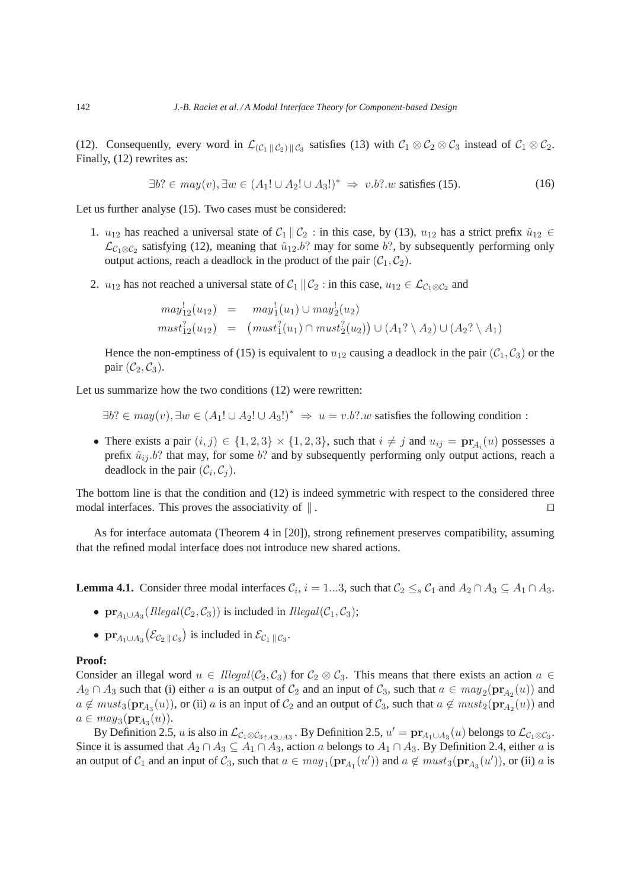(12). Consequently, every word in $\mathcal{L}_{(\mathcal{C}_1 \,\|\, \mathcal{C}_2) \,\|\, \mathcal{C}_3}$ satisfies (13) with $\mathcal{C}_1 \otimes \mathcal{C}_2 \otimes \mathcal{C}_3$ instead of $\mathcal{C}_1 \otimes \mathcal{C}_2$. Finally, (12) rewrites as:

$$\exists b? \in may(v), \exists w \in (A_1! \cup A_2! \cup A_3!)^* \;\Rightarrow\; v.b?.w \text{ satisfies (15).} \tag{16}$$

Let us further analyse (15). Two cases must be considered:

1. $u_{12}$ has reached a universal state of $\mathcal{C}_1 \,\|\, \mathcal{C}_2$ : in this case, by (13), $u_{12}$ has a strict prefix $\hat{u}_{12} \in \mathcal{L}_{\mathcal{C}_1 \otimes \mathcal{C}_2}$ satisfying (12), meaning that $\hat{u}_{12}.b?$ may for some $b?$, by subsequently performing only output actions, reach a deadlock in the product of the pair $(\mathcal{C}_1, \mathcal{C}_2)$.

2. $u_{12}$ has not reached a universal state of $\mathcal{C}_1 \,\|\, \mathcal{C}_2$ : in this case, $u_{12} \in \mathcal{L}_{\mathcal{C}_1 \otimes \mathcal{C}_2}$ and

$$\begin{aligned} may^!_{12}(u_{12}) &= may^!_1(u_1) \cup may^!_2(u_2) \\ must^?_{12}(u_{12}) &= \big(must^?_1(u_1) \cap must^?_2(u_2)\big) \cup (A_1? \setminus A_2) \cup (A_2? \setminus A_1) \end{aligned}$$

   Hence the non-emptiness of (15) is equivalent to $u_{12}$ causing a deadlock in the pair $(\mathcal{C}_1, \mathcal{C}_3)$ or the pair $(\mathcal{C}_2, \mathcal{C}_3)$.

Let us summarize how the two conditions (12) were rewritten:

$\exists b? \in may(v), \exists w \in (A_1! \cup A_2! \cup A_3!)^* \;\Rightarrow\; u = v.b?.w$ satisfies the following condition :

- There exists a pair $(i,j) \in \{1,2,3\} \times \{1,2,3\}$, such that $i \neq j$ and $u_{ij} = \mathbf{pr}_{A_i}(u)$ possesses a prefix $\hat{u}_{ij}.b?$ that may, for some $b?$ and by subsequently performing only output actions, reach a deadlock in the pair $(\mathcal{C}_i, \mathcal{C}_j)$.

The bottom line is that the condition and (12) is indeed symmetric with respect to the considered three modal interfaces. This proves the associativity of $\|$. □

As for interface automata (Theorem 4 in [20]), strong refinement preserves compatibility, assuming that the refined modal interface does not introduce new shared actions.

**Lemma 4.1.** Consider three modal interfaces $\mathcal{C}_i$, $i = 1...3$, such that $\mathcal{C}_2 \leq_s \mathcal{C}_1$ and $A_2 \cap A_3 \subseteq A_1 \cap A_3$.

- $\mathbf{pr}_{A_1 \cup A_3}(\mathit{Illegal}(\mathcal{C}_2, \mathcal{C}_3))$ is included in $\mathit{Illegal}(\mathcal{C}_1, \mathcal{C}_3)$;
- $\mathbf{pr}_{A_1 \cup A_3}(\mathcal{E}_{\mathcal{C}_2 \,\|\, \mathcal{C}_3})$ is included in $\mathcal{E}_{\mathcal{C}_1 \,\|\, \mathcal{C}_3}$.

**Proof:**
Consider an illegal word $u \in \mathit{Illegal}(\mathcal{C}_2, \mathcal{C}_3)$ for $\mathcal{C}_2 \otimes \mathcal{C}_3$. This means that there exists an action $a \in A_2 \cap A_3$ such that (i) either $a$ is an output of $\mathcal{C}_2$ and an input of $\mathcal{C}_3$, such that $a \in may_2(\mathbf{pr}_{A_2}(u))$ and $a \notin must_3(\mathbf{pr}_{A_3}(u))$, or (ii) $a$ is an input of $\mathcal{C}_2$ and an output of $\mathcal{C}_3$, such that $a \notin must_2(\mathbf{pr}_{A_2}(u))$ and $a \in may_3(\mathbf{pr}_{A_3}(u))$.

By Definition 2.5, $u$ is also in $\mathcal{L}_{\mathcal{C}_1 \otimes \mathcal{C}_{3\uparrow A2 \cup A3}}$. By Definition 2.5, $u' = \mathbf{pr}_{A_1 \cup A_3}(u)$ belongs to $\mathcal{L}_{\mathcal{C}_1 \otimes \mathcal{C}_3}$. Since it is assumed that $A_2 \cap A_3 \subseteq A_1 \cap A_3$, action $a$ belongs to $A_1 \cap A_3$. By Definition 2.4, either $a$ is an output of $\mathcal{C}_1$ and an input of $\mathcal{C}_3$, such that $a \in may_1(\mathbf{pr}_{A_1}(u'))$ and $a \notin must_3(\mathbf{pr}_{A_3}(u'))$, or (ii) $a$ is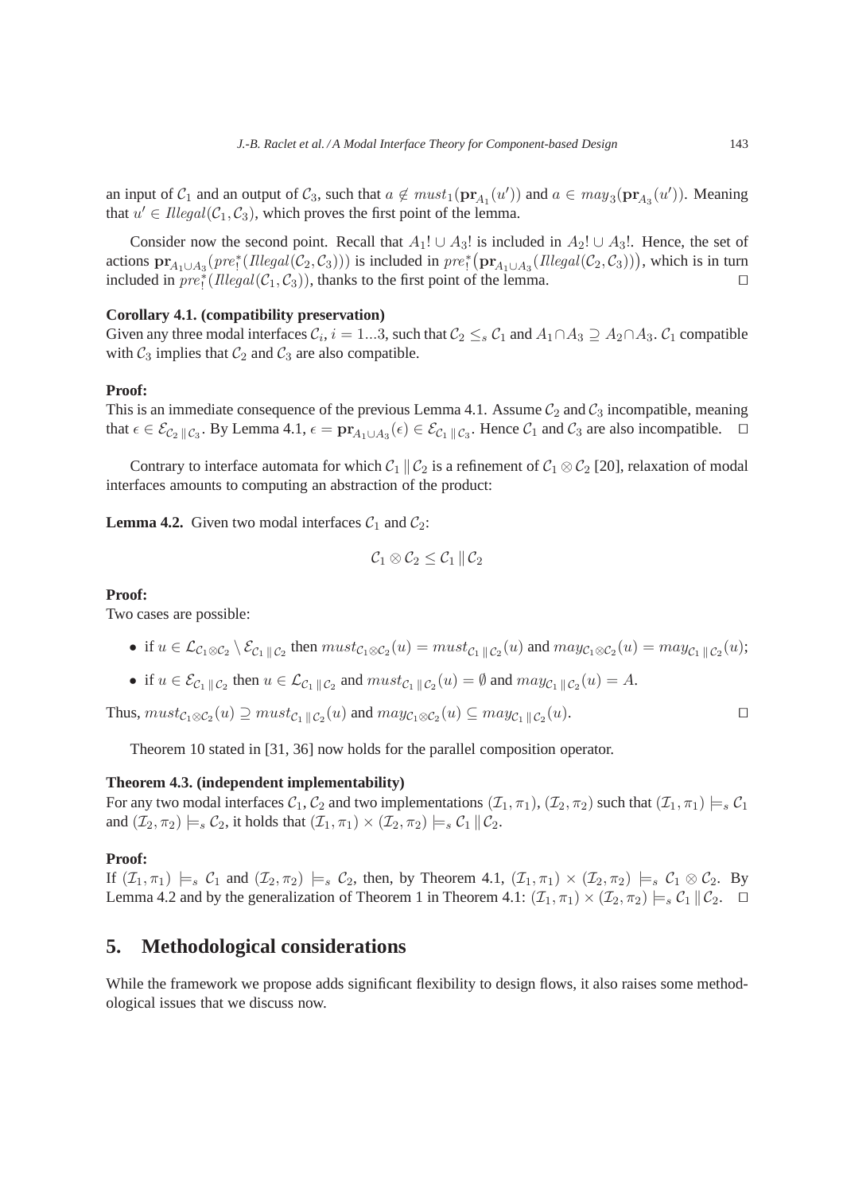an input of $\mathcal{C}_1$ and an output of $\mathcal{C}_3$, such that $a \notin must_1(\mathbf{pr}_{A_1}(u'))$ and $a \in may_3(\mathbf{pr}_{A_3}(u'))$. Meaning that $u' \in \mathit{Illegal}(\mathcal{C}_1, \mathcal{C}_3)$, which proves the first point of the lemma.

Consider now the second point. Recall that $A_1! \cup A_3!$ is included in $A_2! \cup A_3!$. Hence, the set of actions $\mathbf{pr}_{A_1 \cup A_3}(pre_!^*(\mathit{Illegal}(\mathcal{C}_2, \mathcal{C}_3)))$ is included in $pre_!^*\big(\mathbf{pr}_{A_1 \cup A_3}(\mathit{Illegal}(\mathcal{C}_2, \mathcal{C}_3))\big)$, which is in turn included in $pre_!^*(\mathit{Illegal}(\mathcal{C}_1, \mathcal{C}_3))$, thanks to the first point of the lemma. $\square$

**Corollary 4.1. (compatibility preservation)**
Given any three modal interfaces $\mathcal{C}_i$, $i = 1...3$, such that $\mathcal{C}_2 \leq_s \mathcal{C}_1$ and $A_1 \cap A_3 \supseteq A_2 \cap A_3$. $\mathcal{C}_1$ compatible with $\mathcal{C}_3$ implies that $\mathcal{C}_2$ and $\mathcal{C}_3$ are also compatible.

**Proof:**
This is an immediate consequence of the previous Lemma 4.1. Assume $\mathcal{C}_2$ and $\mathcal{C}_3$ incompatible, meaning that $\epsilon \in \mathcal{E}_{\mathcal{C}_2 \,\|\, \mathcal{C}_3}$. By Lemma 4.1, $\epsilon = \mathbf{pr}_{A_1 \cup A_3}(\epsilon) \in \mathcal{E}_{\mathcal{C}_1 \,\|\, \mathcal{C}_3}$. Hence $\mathcal{C}_1$ and $\mathcal{C}_3$ are also incompatible. $\square$

Contrary to interface automata for which $\mathcal{C}_1 \,\|\, \mathcal{C}_2$ is a refinement of $\mathcal{C}_1 \otimes \mathcal{C}_2$ [20], relaxation of modal interfaces amounts to computing an abstraction of the product:

**Lemma 4.2.** Given two modal interfaces $\mathcal{C}_1$ and $\mathcal{C}_2$:

$$\mathcal{C}_1 \otimes \mathcal{C}_2 \leq \mathcal{C}_1 \,\|\, \mathcal{C}_2$$

**Proof:**
Two cases are possible:

- if $u \in \mathcal{L}_{\mathcal{C}_1 \otimes \mathcal{C}_2} \setminus \mathcal{E}_{\mathcal{C}_1 \,\|\, \mathcal{C}_2}$ then $must_{\mathcal{C}_1 \otimes \mathcal{C}_2}(u) = must_{\mathcal{C}_1 \,\|\, \mathcal{C}_2}(u)$ and $may_{\mathcal{C}_1 \otimes \mathcal{C}_2}(u) = may_{\mathcal{C}_1 \,\|\, \mathcal{C}_2}(u)$;
- if $u \in \mathcal{E}_{\mathcal{C}_1 \,\|\, \mathcal{C}_2}$ then $u \in \mathcal{L}_{\mathcal{C}_1 \,\|\, \mathcal{C}_2}$ and $must_{\mathcal{C}_1 \,\|\, \mathcal{C}_2}(u) = \emptyset$ and $may_{\mathcal{C}_1 \,\|\, \mathcal{C}_2}(u) = A$.

Thus, $must_{\mathcal{C}_1 \otimes \mathcal{C}_2}(u) \supseteq must_{\mathcal{C}_1 \,\|\, \mathcal{C}_2}(u)$ and $may_{\mathcal{C}_1 \otimes \mathcal{C}_2}(u) \subseteq may_{\mathcal{C}_1 \,\|\, \mathcal{C}_2}(u)$. $\square$

Theorem 10 stated in [31, 36] now holds for the parallel composition operator.

**Theorem 4.3. (independent implementability)**
For any two modal interfaces $\mathcal{C}_1, \mathcal{C}_2$ and two implementations $(\mathcal{I}_1, \pi_1)$, $(\mathcal{I}_2, \pi_2)$ such that $(\mathcal{I}_1, \pi_1) \models_s \mathcal{C}_1$ and $(\mathcal{I}_2, \pi_2) \models_s \mathcal{C}_2$, it holds that $(\mathcal{I}_1, \pi_1) \times (\mathcal{I}_2, \pi_2) \models_s \mathcal{C}_1 \,\|\, \mathcal{C}_2$.

**Proof:**
If $(\mathcal{I}_1, \pi_1) \models_s \mathcal{C}_1$ and $(\mathcal{I}_2, \pi_2) \models_s \mathcal{C}_2$, then, by Theorem 4.1, $(\mathcal{I}_1, \pi_1) \times (\mathcal{I}_2, \pi_2) \models_s \mathcal{C}_1 \otimes \mathcal{C}_2$. By Lemma 4.2 and by the generalization of Theorem 1 in Theorem 4.1: $(\mathcal{I}_1, \pi_1) \times (\mathcal{I}_2, \pi_2) \models_s \mathcal{C}_1 \,\|\, \mathcal{C}_2$. $\square$

## 5. Methodological considerations

While the framework we propose adds significant flexibility to design flows, it also raises some methodological issues that we discuss now.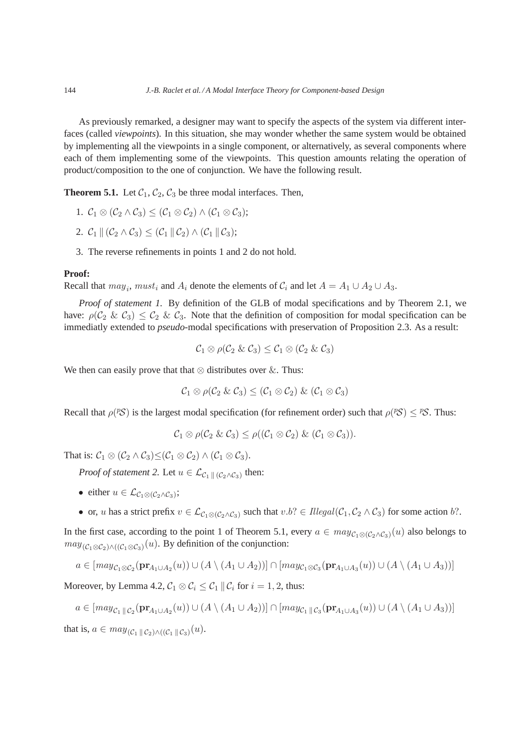As previously remarked, a designer may want to specify the aspects of the system via different interfaces (called *viewpoints*). In this situation, she may wonder whether the same system would be obtained by implementing all the viewpoints in a single component, or alternatively, as several components where each of them implementing some of the viewpoints. This question amounts relating the operation of product/composition to the one of conjunction. We have the following result.

**Theorem 5.1.** Let $\mathcal{C}_1$, $\mathcal{C}_2$, $\mathcal{C}_3$ be three modal interfaces. Then,

1. $\mathcal{C}_1 \otimes (\mathcal{C}_2 \wedge \mathcal{C}_3) \leq (\mathcal{C}_1 \otimes \mathcal{C}_2) \wedge (\mathcal{C}_1 \otimes \mathcal{C}_3)$;
2. $\mathcal{C}_1 \,\|\, (\mathcal{C}_2 \wedge \mathcal{C}_3) \leq (\mathcal{C}_1 \,\|\, \mathcal{C}_2) \wedge (\mathcal{C}_1 \,\|\, \mathcal{C}_3)$;
3. The reverse refinements in points 1 and 2 do not hold.

**Proof:**
Recall that $may_i$, $must_i$ and $A_i$ denote the elements of $\mathcal{C}_i$ and let $A = A_1 \cup A_2 \cup A_3$.

*Proof of statement 1.* By definition of the GLB of modal specifications and by Theorem 2.1, we have: $\rho(\mathcal{C}_2 \,\&\, \mathcal{C}_3) \leq \mathcal{C}_2 \,\&\, \mathcal{C}_3$. Note that the definition of composition for modal specification can be immediatly extended to *pseudo*-modal specifications with preservation of Proposition 2.3. As a result:

$$\mathcal{C}_1 \otimes \rho(\mathcal{C}_2 \,\&\, \mathcal{C}_3) \leq \mathcal{C}_1 \otimes (\mathcal{C}_2 \,\&\, \mathcal{C}_3)$$

We then can easily prove that that $\otimes$ distributes over $\&$. Thus:

$$\mathcal{C}_1 \otimes \rho(\mathcal{C}_2 \,\&\, \mathcal{C}_3) \leq (\mathcal{C}_1 \otimes \mathcal{C}_2) \,\&\, (\mathcal{C}_1 \otimes \mathcal{C}_3)$$

Recall that $\rho({}^p\mathcal{S})$ is the largest modal specification (for refinement order) such that $\rho({}^p\mathcal{S}) \leq {}^p\mathcal{S}$. Thus:

$$\mathcal{C}_1 \otimes \rho(\mathcal{C}_2 \,\&\, \mathcal{C}_3) \leq \rho((\mathcal{C}_1 \otimes \mathcal{C}_2) \,\&\, (\mathcal{C}_1 \otimes \mathcal{C}_3)).$$

That is: $\mathcal{C}_1 \otimes (\mathcal{C}_2 \wedge \mathcal{C}_3) \leq (\mathcal{C}_1 \otimes \mathcal{C}_2) \wedge (\mathcal{C}_1 \otimes \mathcal{C}_3)$.

*Proof of statement 2.* Let $u \in \mathcal{L}_{\mathcal{C}_1 \,\|\, (\mathcal{C}_2 \wedge \mathcal{C}_3)}$ then:

- either $u \in \mathcal{L}_{\mathcal{C}_1 \otimes (\mathcal{C}_2 \wedge \mathcal{C}_3)}$;
- or, $u$ has a strict prefix $v \in \mathcal{L}_{\mathcal{C}_1 \otimes (\mathcal{C}_2 \wedge \mathcal{C}_3)}$ such that $v.b? \in \mathit{Illegal}(\mathcal{C}_1, \mathcal{C}_2 \wedge \mathcal{C}_3)$ for some action $b?$.

In the first case, according to the point 1 of Theorem 5.1, every $a \in may_{\mathcal{C}_1 \otimes (\mathcal{C}_2 \wedge \mathcal{C}_3)}(u)$ also belongs to $may_{(\mathcal{C}_1 \otimes \mathcal{C}_2) \wedge ((\mathcal{C}_1 \otimes \mathcal{C}_3)}(u)$. By definition of the conjunction:

$$a \in [may_{\mathcal{C}_1 \otimes \mathcal{C}_2}(\mathbf{pr}_{A_1 \cup A_2}(u)) \cup (A \setminus (A_1 \cup A_2))] \cap [may_{\mathcal{C}_1 \otimes \mathcal{C}_3}(\mathbf{pr}_{A_1 \cup A_3}(u)) \cup (A \setminus (A_1 \cup A_3))]$$

Moreover, by Lemma 4.2, $\mathcal{C}_1 \otimes \mathcal{C}_i \leq \mathcal{C}_1 \,\|\, \mathcal{C}_i$ for $i = 1, 2$, thus:

$$a \in [may_{\mathcal{C}_1 \,\|\, \mathcal{C}_2}(\mathbf{pr}_{A_1 \cup A_2}(u)) \cup (A \setminus (A_1 \cup A_2))] \cap [may_{\mathcal{C}_1 \,\|\, \mathcal{C}_3}(\mathbf{pr}_{A_1 \cup A_3}(u)) \cup (A \setminus (A_1 \cup A_3))]$$

that is, $a \in may_{(\mathcal{C}_1 \,\|\, \mathcal{C}_2) \wedge ((\mathcal{C}_1 \,\|\, \mathcal{C}_3)}(u)$.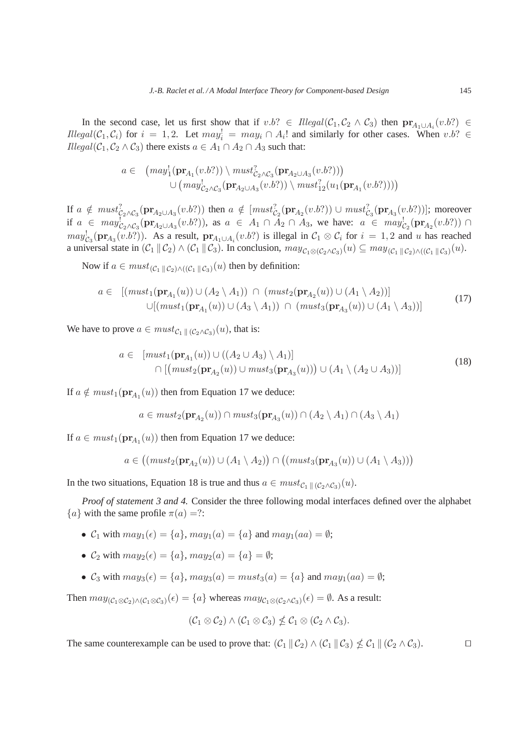In the second case, let us first show that if $v.b? \in \mathit{Illegal}(\mathcal{C}_1, \mathcal{C}_2 \wedge \mathcal{C}_3)$ then $\mathbf{pr}_{A_1 \cup A_i}(v.b?) \in \mathit{Illegal}(\mathcal{C}_1, \mathcal{C}_i)$ for $i = 1, 2$. Let $may_i^! = may_i \cap A_i!$ and similarly for other cases. When $v.b? \in \mathit{Illegal}(\mathcal{C}_1, \mathcal{C}_2 \wedge \mathcal{C}_3)$ there exists $a \in A_1 \cap A_2 \cap A_3$ such that:

$$
\begin{aligned}
a \in \;& \big(may_1^!(\mathbf{pr}_{A_1}(v.b?)) \setminus must^?_{\mathcal{C}_2 \wedge \mathcal{C}_3}(\mathbf{pr}_{A_2 \cup A_3}(v.b?))\big) \\
& \cup \big(may^!_{\mathcal{C}_2 \wedge \mathcal{C}_3}(\mathbf{pr}_{A_2 \cup A_3}(v.b?)) \setminus must^?_{12}(u_1(\mathbf{pr}_{A_1}(v.b?)))\big)
\end{aligned}
$$

If $a \notin must^?_{\mathcal{C}_2 \wedge \mathcal{C}_3}(\mathbf{pr}_{A_2 \cup A_3}(v.b?))$ then $a \notin [must^?_{\mathcal{C}_2}(\mathbf{pr}_{A_2}(v.b?)) \cup must^?_{\mathcal{C}_3}(\mathbf{pr}_{A_3}(v.b?))]$; moreover if $a \in may^!_{\mathcal{C}_2 \wedge \mathcal{C}_3}(\mathbf{pr}_{A_2 \cup A_3}(v.b?))$, as $a \in A_1 \cap A_2 \cap A_3$, we have: $a \in may^!_{\mathcal{C}_2}(\mathbf{pr}_{A_2}(v.b?)) \cap may^!_{\mathcal{C}_3}(\mathbf{pr}_{A_3}(v.b?))$. As a result, $\mathbf{pr}_{A_1 \cup A_i}(v.b?)$ is illegal in $\mathcal{C}_1 \otimes \mathcal{C}_i$ for $i = 1, 2$ and $u$ has reached a universal state in $(\mathcal{C}_1 \,\|\, \mathcal{C}_2) \wedge (\mathcal{C}_1 \,\|\, \mathcal{C}_3)$. In conclusion, $may_{\mathcal{C}_1 \otimes (\mathcal{C}_2 \wedge \mathcal{C}_3)}(u) \subseteq may_{(\mathcal{C}_1 \,\|\, \mathcal{C}_2) \wedge ((\mathcal{C}_1 \,\|\, \mathcal{C}_3)}(u)$.

Now if $a \in must_{(\mathcal{C}_1 \,\|\, \mathcal{C}_2) \wedge ((\mathcal{C}_1 \,\|\, \mathcal{C}_3)}(u)$ then by definition:

$$
\begin{aligned}
a \in \;& [(must_1(\mathbf{pr}_{A_1}(u)) \cup (A_2 \setminus A_1)) \;\cap\; (must_2(\mathbf{pr}_{A_2}(u)) \cup (A_1 \setminus A_2))] \\
& \cup [(must_1(\mathbf{pr}_{A_1}(u)) \cup (A_3 \setminus A_1)) \;\cap\; (must_3(\mathbf{pr}_{A_3}(u)) \cup (A_1 \setminus A_3))]
\end{aligned} \tag{17}
$$

We have to prove $a \in must_{\mathcal{C}_1 \,\|\, (\mathcal{C}_2 \wedge \mathcal{C}_3)}(u)$, that is:

$$
\begin{aligned}
a \in \;& [must_1(\mathbf{pr}_{A_1}(u)) \cup ((A_2 \cup A_3) \setminus A_1)] \\
& \cap [\big(must_2(\mathbf{pr}_{A_2}(u)) \cup must_3(\mathbf{pr}_{A_3}(u))\big) \cup (A_1 \setminus (A_2 \cup A_3))]
\end{aligned} \tag{18}
$$

If $a \notin must_1(\mathbf{pr}_{A_1}(u))$ then from Equation 17 we deduce:

$$
a \in must_2(\mathbf{pr}_{A_2}(u)) \cap must_3(\mathbf{pr}_{A_3}(u)) \cap (A_2 \setminus A_1) \cap (A_3 \setminus A_1)
$$

If $a \in must_1(\mathbf{pr}_{A_1}(u))$ then from Equation 17 we deduce:

$$
a \in \big((must_2(\mathbf{pr}_{A_2}(u)) \cup (A_1 \setminus A_2)\big) \cap \big((must_3(\mathbf{pr}_{A_3}(u)) \cup (A_1 \setminus A_3))\big)
$$

In the two situations, Equation 18 is true and thus $a \in must_{\mathcal{C}_1 \,\|\, (\mathcal{C}_2 \wedge \mathcal{C}_3)}(u)$.

*Proof of statement 3 and 4.* Consider the three following modal interfaces defined over the alphabet $\{a\}$ with the same profile $\pi(a) = ?$:

- $\mathcal{C}_1$ with $may_1(\epsilon) = \{a\}$, $may_1(a) = \{a\}$ and $may_1(aa) = \emptyset$;
- $\mathcal{C}_2$ with $may_2(\epsilon) = \{a\}$, $may_2(a) = \{a\} = \emptyset$;
- $\mathcal{C}_3$ with $may_3(\epsilon) = \{a\}$, $may_3(a) = must_3(a) = \{a\}$ and $may_1(aa) = \emptyset$;

Then $may_{(\mathcal{C}_1 \otimes \mathcal{C}_2) \wedge (\mathcal{C}_1 \otimes \mathcal{C}_3)}(\epsilon) = \{a\}$ whereas $may_{\mathcal{C}_1 \otimes (\mathcal{C}_2 \wedge \mathcal{C}_3)}(\epsilon) = \emptyset$. As a result:

$$
(\mathcal{C}_1 \otimes \mathcal{C}_2) \wedge (\mathcal{C}_1 \otimes \mathcal{C}_3) \not\leq \mathcal{C}_1 \otimes (\mathcal{C}_2 \wedge \mathcal{C}_3).
$$

The same counterexample can be used to prove that: $(\mathcal{C}_1 \,\|\, \mathcal{C}_2) \wedge (\mathcal{C}_1 \,\|\, \mathcal{C}_3) \not\leq \mathcal{C}_1 \,\|\, (\mathcal{C}_2 \wedge \mathcal{C}_3)$. $\square$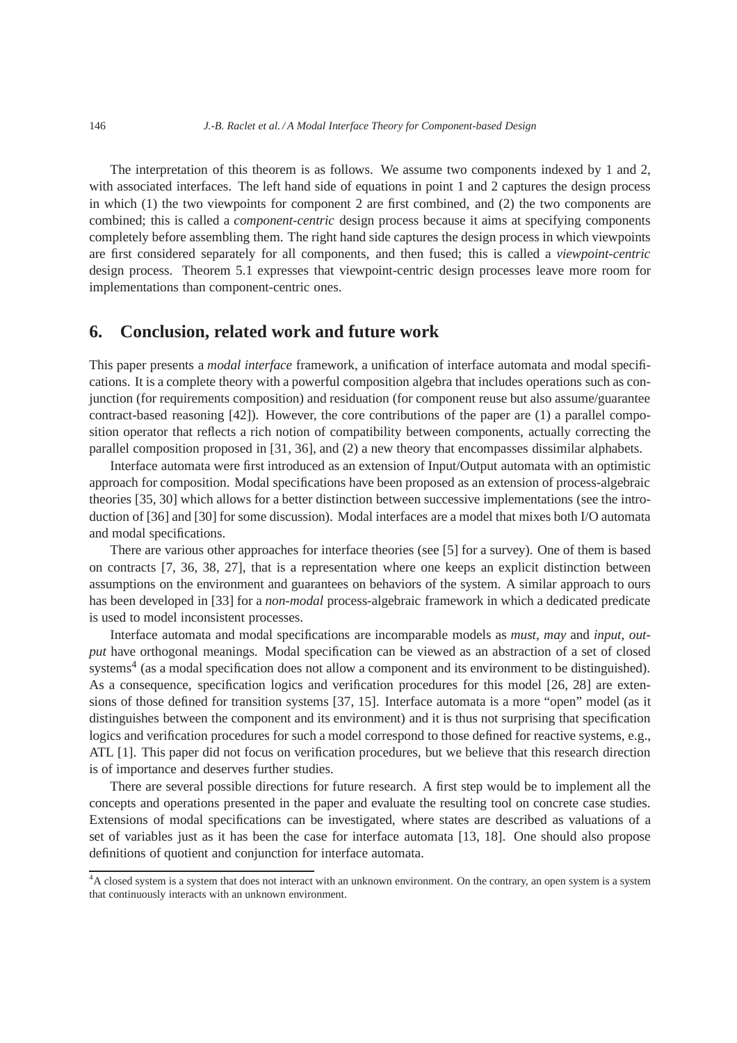The interpretation of this theorem is as follows. We assume two components indexed by 1 and 2, with associated interfaces. The left hand side of equations in point 1 and 2 captures the design process in which (1) the two viewpoints for component 2 are first combined, and (2) the two components are combined; this is called a *component-centric* design process because it aims at specifying components completely before assembling them. The right hand side captures the design process in which viewpoints are first considered separately for all components, and then fused; this is called a *viewpoint-centric* design process. Theorem 5.1 expresses that viewpoint-centric design processes leave more room for implementations than component-centric ones.

## 6. Conclusion, related work and future work

This paper presents a *modal interface* framework, a unification of interface automata and modal specifications. It is a complete theory with a powerful composition algebra that includes operations such as conjunction (for requirements composition) and residuation (for component reuse but also assume/guarantee contract-based reasoning [42]). However, the core contributions of the paper are (1) a parallel composition operator that reflects a rich notion of compatibility between components, actually correcting the parallel composition proposed in [31, 36], and (2) a new theory that encompasses dissimilar alphabets.

Interface automata were first introduced as an extension of Input/Output automata with an optimistic approach for composition. Modal specifications have been proposed as an extension of process-algebraic theories [35, 30] which allows for a better distinction between successive implementations (see the introduction of [36] and [30] for some discussion). Modal interfaces are a model that mixes both I/O automata and modal specifications.

There are various other approaches for interface theories (see [5] for a survey). One of them is based on contracts [7, 36, 38, 27], that is a representation where one keeps an explicit distinction between assumptions on the environment and guarantees on behaviors of the system. A similar approach to ours has been developed in [33] for a *non-modal* process-algebraic framework in which a dedicated predicate is used to model inconsistent processes.

Interface automata and modal specifications are incomparable models as *must*, *may* and *input*, *output* have orthogonal meanings. Modal specification can be viewed as an abstraction of a set of closed systems[4] (as a modal specification does not allow a component and its environment to be distinguished). As a consequence, specification logics and verification procedures for this model [26, 28] are extensions of those defined for transition systems [37, 15]. Interface automata is a more "open" model (as it distinguishes between the component and its environment) and it is thus not surprising that specification logics and verification procedures for such a model correspond to those defined for reactive systems, e.g., ATL [1]. This paper did not focus on verification procedures, but we believe that this research direction is of importance and deserves further studies.

There are several possible directions for future research. A first step would be to implement all the concepts and operations presented in the paper and evaluate the resulting tool on concrete case studies. Extensions of modal specifications can be investigated, where states are described as valuations of a set of variables just as it has been the case for interface automata [13, 18]. One should also propose definitions of quotient and conjunction for interface automata.

[4] A closed system is a system that does not interact with an unknown environment. On the contrary, an open system is a system that continuously interacts with an unknown environment.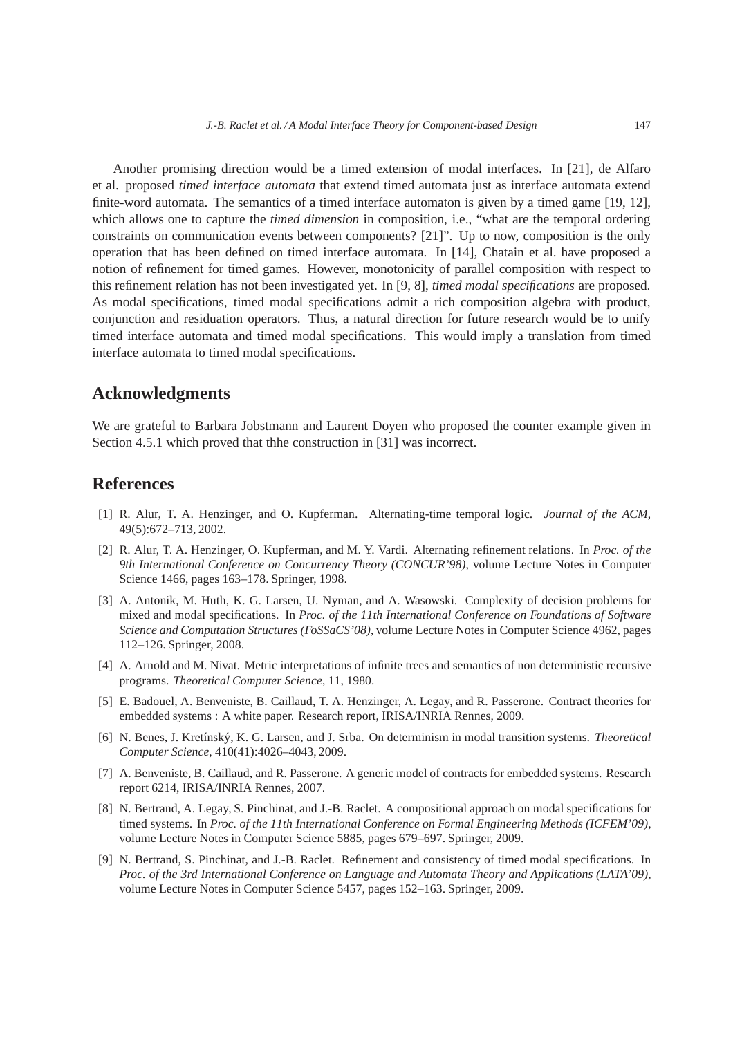Another promising direction would be a timed extension of modal interfaces. In [21], de Alfaro et al. proposed *timed interface automata* that extend timed automata just as interface automata extend finite-word automata. The semantics of a timed interface automaton is given by a timed game [19, 12], which allows one to capture the *timed dimension* in composition, i.e., "what are the temporal ordering constraints on communication events between components? [21]". Up to now, composition is the only operation that has been defined on timed interface automata. In [14], Chatain et al. have proposed a notion of refinement for timed games. However, monotonicity of parallel composition with respect to this refinement relation has not been investigated yet. In [9, 8], *timed modal specifications* are proposed. As modal specifications, timed modal specifications admit a rich composition algebra with product, conjunction and residuation operators. Thus, a natural direction for future research would be to unify timed interface automata and timed modal specifications. This would imply a translation from timed interface automata to timed modal specifications.

## Acknowledgments

We are grateful to Barbara Jobstmann and Laurent Doyen who proposed the counter example given in Section 4.5.1 which proved that thhe construction in [31] was incorrect.

## References

[1] R. Alur, T. A. Henzinger, and O. Kupferman. Alternating-time temporal logic. *Journal of the ACM*, 49(5):672–713, 2002.

[2] R. Alur, T. A. Henzinger, O. Kupferman, and M. Y. Vardi. Alternating refinement relations. In *Proc. of the 9th International Conference on Concurrency Theory (CONCUR'98)*, volume Lecture Notes in Computer Science 1466, pages 163–178. Springer, 1998.

[3] A. Antonik, M. Huth, K. G. Larsen, U. Nyman, and A. Wasowski. Complexity of decision problems for mixed and modal specifications. In *Proc. of the 11th International Conference on Foundations of Software Science and Computation Structures (FoSSaCS'08)*, volume Lecture Notes in Computer Science 4962, pages 112–126. Springer, 2008.

[4] A. Arnold and M. Nivat. Metric interpretations of infinite trees and semantics of non deterministic recursive programs. *Theoretical Computer Science*, 11, 1980.

[5] E. Badouel, A. Benveniste, B. Caillaud, T. A. Henzinger, A. Legay, and R. Passerone. Contract theories for embedded systems : A white paper. Research report, IRISA/INRIA Rennes, 2009.

[6] N. Benes, J. Kretínský, K. G. Larsen, and J. Srba. On determinism in modal transition systems. *Theoretical Computer Science*, 410(41):4026–4043, 2009.

[7] A. Benveniste, B. Caillaud, and R. Passerone. A generic model of contracts for embedded systems. Research report 6214, IRISA/INRIA Rennes, 2007.

[8] N. Bertrand, A. Legay, S. Pinchinat, and J.-B. Raclet. A compositional approach on modal specifications for timed systems. In *Proc. of the 11th International Conference on Formal Engineering Methods (ICFEM'09)*, volume Lecture Notes in Computer Science 5885, pages 679–697. Springer, 2009.

[9] N. Bertrand, S. Pinchinat, and J.-B. Raclet. Refinement and consistency of timed modal specifications. In *Proc. of the 3rd International Conference on Language and Automata Theory and Applications (LATA'09)*, volume Lecture Notes in Computer Science 5457, pages 152–163. Springer, 2009.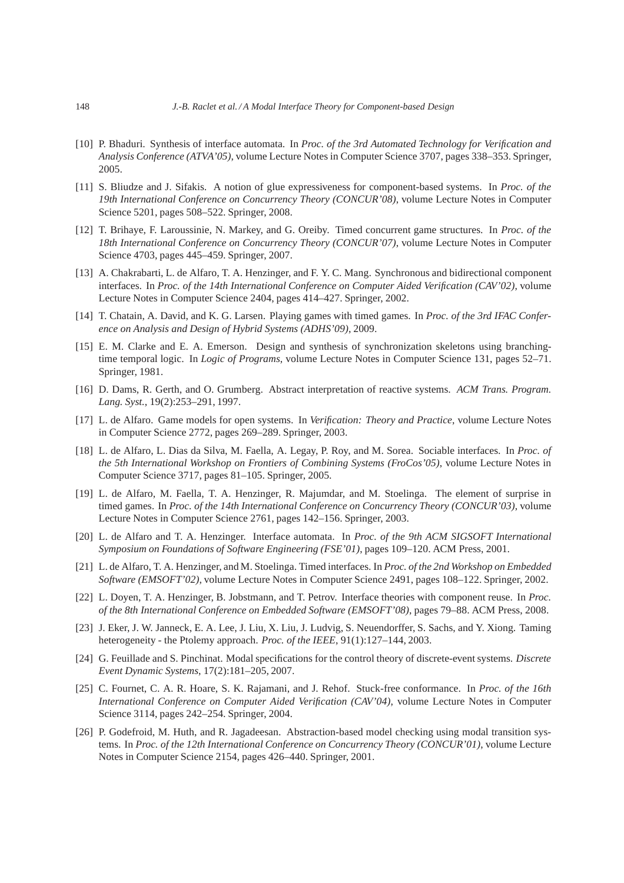[10] P. Bhaduri. Synthesis of interface automata. In *Proc. of the 3rd Automated Technology for Verification and Analysis Conference (ATVA'05)*, volume Lecture Notes in Computer Science 3707, pages 338–353. Springer, 2005.

[11] S. Bliudze and J. Sifakis. A notion of glue expressiveness for component-based systems. In *Proc. of the 19th International Conference on Concurrency Theory (CONCUR'08)*, volume Lecture Notes in Computer Science 5201, pages 508–522. Springer, 2008.

[12] T. Brihaye, F. Laroussinie, N. Markey, and G. Oreiby. Timed concurrent game structures. In *Proc. of the 18th International Conference on Concurrency Theory (CONCUR'07)*, volume Lecture Notes in Computer Science 4703, pages 445–459. Springer, 2007.

[13] A. Chakrabarti, L. de Alfaro, T. A. Henzinger, and F. Y. C. Mang. Synchronous and bidirectional component interfaces. In *Proc. of the 14th International Conference on Computer Aided Verification (CAV'02)*, volume Lecture Notes in Computer Science 2404, pages 414–427. Springer, 2002.

[14] T. Chatain, A. David, and K. G. Larsen. Playing games with timed games. In *Proc. of the 3rd IFAC Conference on Analysis and Design of Hybrid Systems (ADHS'09)*, 2009.

[15] E. M. Clarke and E. A. Emerson. Design and synthesis of synchronization skeletons using branching-time temporal logic. In *Logic of Programs*, volume Lecture Notes in Computer Science 131, pages 52–71. Springer, 1981.

[16] D. Dams, R. Gerth, and O. Grumberg. Abstract interpretation of reactive systems. *ACM Trans. Program. Lang. Syst.*, 19(2):253–291, 1997.

[17] L. de Alfaro. Game models for open systems. In *Verification: Theory and Practice*, volume Lecture Notes in Computer Science 2772, pages 269–289. Springer, 2003.

[18] L. de Alfaro, L. Dias da Silva, M. Faella, A. Legay, P. Roy, and M. Sorea. Sociable interfaces. In *Proc. of the 5th International Workshop on Frontiers of Combining Systems (FroCos'05)*, volume Lecture Notes in Computer Science 3717, pages 81–105. Springer, 2005.

[19] L. de Alfaro, M. Faella, T. A. Henzinger, R. Majumdar, and M. Stoelinga. The element of surprise in timed games. In *Proc. of the 14th International Conference on Concurrency Theory (CONCUR'03)*, volume Lecture Notes in Computer Science 2761, pages 142–156. Springer, 2003.

[20] L. de Alfaro and T. A. Henzinger. Interface automata. In *Proc. of the 9th ACM SIGSOFT International Symposium on Foundations of Software Engineering (FSE'01)*, pages 109–120. ACM Press, 2001.

[21] L. de Alfaro, T. A. Henzinger, and M. Stoelinga. Timed interfaces. In *Proc. of the 2nd Workshop on Embedded Software (EMSOFT'02)*, volume Lecture Notes in Computer Science 2491, pages 108–122. Springer, 2002.

[22] L. Doyen, T. A. Henzinger, B. Jobstmann, and T. Petrov. Interface theories with component reuse. In *Proc. of the 8th International Conference on Embedded Software (EMSOFT'08)*, pages 79–88. ACM Press, 2008.

[23] J. Eker, J. W. Janneck, E. A. Lee, J. Liu, X. Liu, J. Ludvig, S. Neuendorffer, S. Sachs, and Y. Xiong. Taming heterogeneity - the Ptolemy approach. *Proc. of the IEEE*, 91(1):127–144, 2003.

[24] G. Feuillade and S. Pinchinat. Modal specifications for the control theory of discrete-event systems. *Discrete Event Dynamic Systems*, 17(2):181–205, 2007.

[25] C. Fournet, C. A. R. Hoare, S. K. Rajamani, and J. Rehof. Stuck-free conformance. In *Proc. of the 16th International Conference on Computer Aided Verification (CAV'04)*, volume Lecture Notes in Computer Science 3114, pages 242–254. Springer, 2004.

[26] P. Godefroid, M. Huth, and R. Jagadeesan. Abstraction-based model checking using modal transition systems. In *Proc. of the 12th International Conference on Concurrency Theory (CONCUR'01)*, volume Lecture Notes in Computer Science 2154, pages 426–440. Springer, 2001.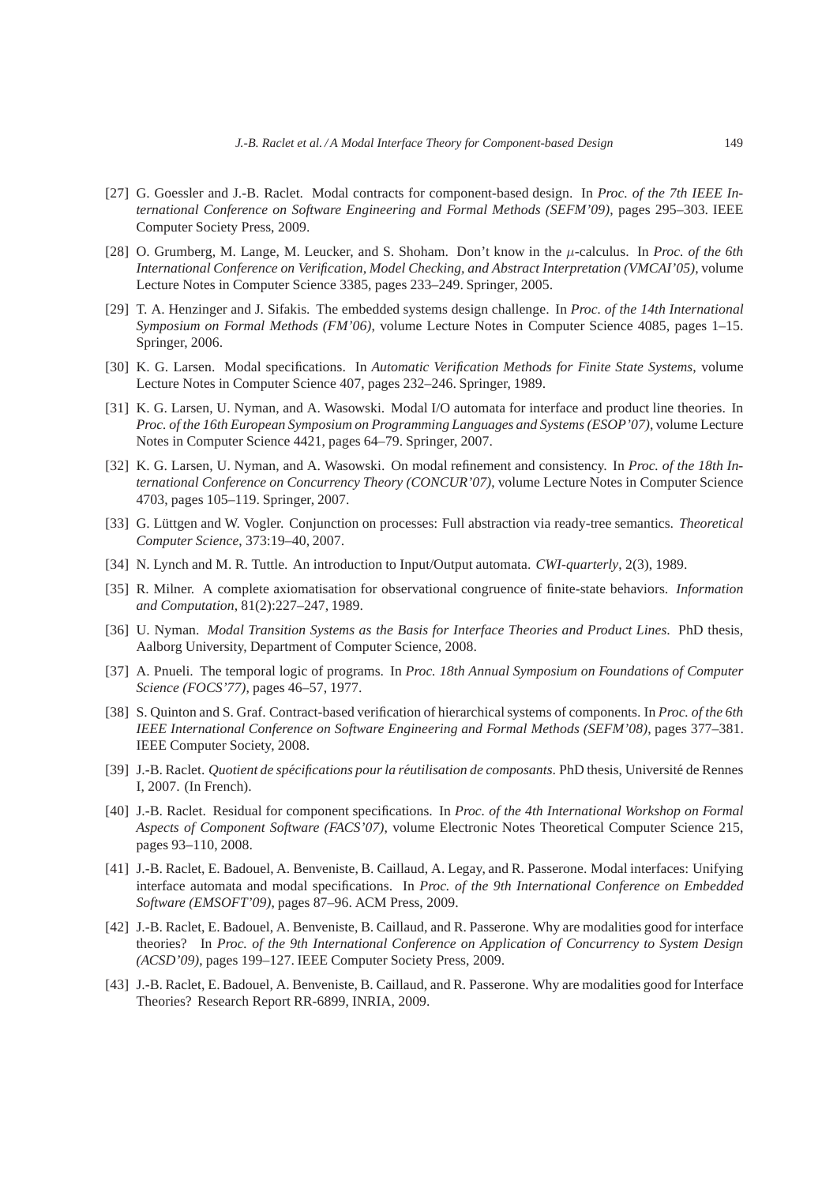[27] G. Goessler and J.-B. Raclet. Modal contracts for component-based design. In *Proc. of the 7th IEEE International Conference on Software Engineering and Formal Methods (SEFM'09)*, pages 295–303. IEEE Computer Society Press, 2009.

[28] O. Grumberg, M. Lange, M. Leucker, and S. Shoham. Don't know in the $\mu$-calculus. In *Proc. of the 6th International Conference on Verification, Model Checking, and Abstract Interpretation (VMCAI'05)*, volume Lecture Notes in Computer Science 3385, pages 233–249. Springer, 2005.

[29] T. A. Henzinger and J. Sifakis. The embedded systems design challenge. In *Proc. of the 14th International Symposium on Formal Methods (FM'06)*, volume Lecture Notes in Computer Science 4085, pages 1–15. Springer, 2006.

[30] K. G. Larsen. Modal specifications. In *Automatic Verification Methods for Finite State Systems*, volume Lecture Notes in Computer Science 407, pages 232–246. Springer, 1989.

[31] K. G. Larsen, U. Nyman, and A. Wasowski. Modal I/O automata for interface and product line theories. In *Proc. of the 16th European Symposium on Programming Languages and Systems (ESOP'07)*, volume Lecture Notes in Computer Science 4421, pages 64–79. Springer, 2007.

[32] K. G. Larsen, U. Nyman, and A. Wasowski. On modal refinement and consistency. In *Proc. of the 18th International Conference on Concurrency Theory (CONCUR'07)*, volume Lecture Notes in Computer Science 4703, pages 105–119. Springer, 2007.

[33] G. Lüttgen and W. Vogler. Conjunction on processes: Full abstraction via ready-tree semantics. *Theoretical Computer Science*, 373:19–40, 2007.

[34] N. Lynch and M. R. Tuttle. An introduction to Input/Output automata. *CWI-quarterly*, 2(3), 1989.

[35] R. Milner. A complete axiomatisation for observational congruence of finite-state behaviors. *Information and Computation*, 81(2):227–247, 1989.

[36] U. Nyman. *Modal Transition Systems as the Basis for Interface Theories and Product Lines.* PhD thesis, Aalborg University, Department of Computer Science, 2008.

[37] A. Pnueli. The temporal logic of programs. In *Proc. 18th Annual Symposium on Foundations of Computer Science (FOCS'77)*, pages 46–57, 1977.

[38] S. Quinton and S. Graf. Contract-based verification of hierarchical systems of components. In *Proc. of the 6th IEEE International Conference on Software Engineering and Formal Methods (SEFM'08)*, pages 377–381. IEEE Computer Society, 2008.

[39] J.-B. Raclet. *Quotient de spécifications pour la réutilisation de composants.* PhD thesis, Université de Rennes I, 2007. (In French).

[40] J.-B. Raclet. Residual for component specifications. In *Proc. of the 4th International Workshop on Formal Aspects of Component Software (FACS'07)*, volume Electronic Notes Theoretical Computer Science 215, pages 93–110, 2008.

[41] J.-B. Raclet, E. Badouel, A. Benveniste, B. Caillaud, A. Legay, and R. Passerone. Modal interfaces: Unifying interface automata and modal specifications. In *Proc. of the 9th International Conference on Embedded Software (EMSOFT'09)*, pages 87–96. ACM Press, 2009.

[42] J.-B. Raclet, E. Badouel, A. Benveniste, B. Caillaud, and R. Passerone. Why are modalities good for interface theories? In *Proc. of the 9th International Conference on Application of Concurrency to System Design (ACSD'09)*, pages 199–127. IEEE Computer Society Press, 2009.

[43] J.-B. Raclet, E. Badouel, A. Benveniste, B. Caillaud, and R. Passerone. Why are modalities good for Interface Theories? Research Report RR-6899, INRIA, 2009.